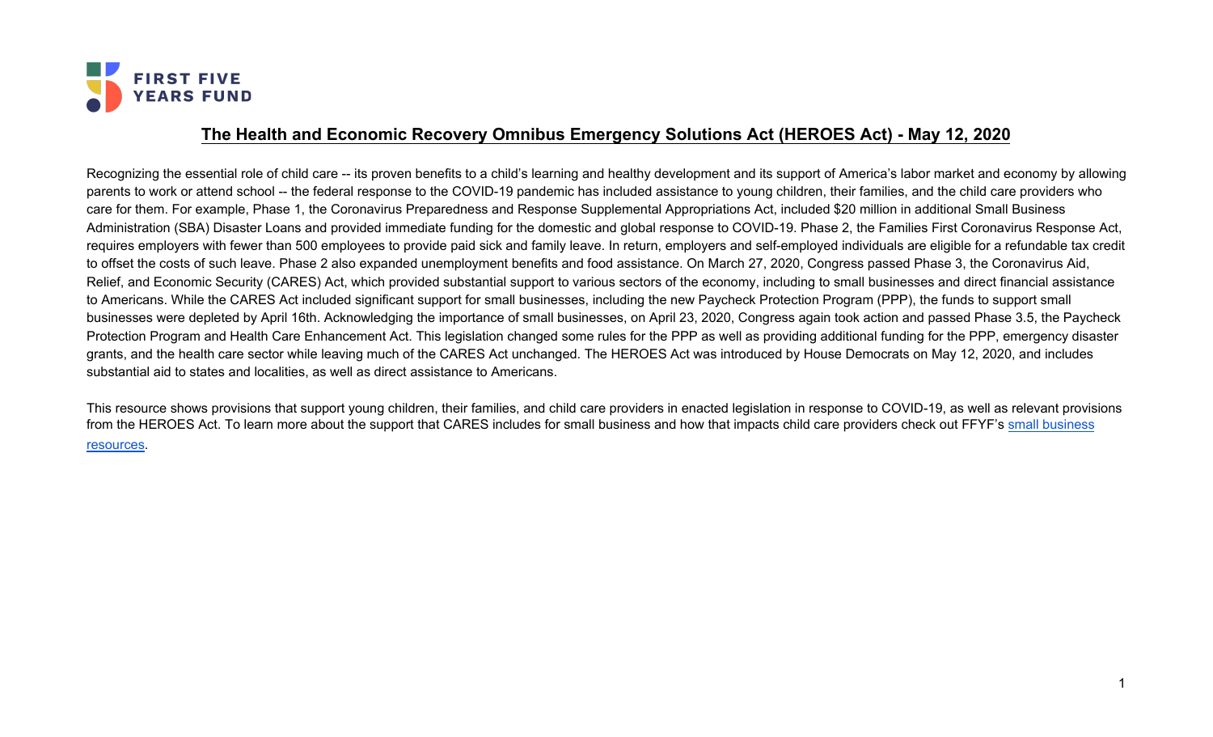FIRST FIVE YEARS FUND

# The Health and Economic Recovery Omnibus Emergency Solutions Act (HEROES Act) - May 12, 2020

Recognizing the essential role of child care -- its proven benefits to a child's learning and healthy development and its support of America's labor market and economy by allowing parents to work or attend school -- the federal response to the COVID-19 pandemic has included assistance to young children, their families, and the child care providers who care for them. For example, Phase 1, the Coronavirus Preparedness and Response Supplemental Appropriations Act, included $20 million in additional Small Business Administration (SBA) Disaster Loans and provided immediate funding for the domestic and global response to COVID-19. Phase 2, the Families First Coronavirus Response Act, requires employers with fewer than 500 employees to provide paid sick and family leave. In return, employers and self-employed individuals are eligible for a refundable tax credit to offset the costs of such leave. Phase 2 also expanded unemployment benefits and food assistance. On March 27, 2020, Congress passed Phase 3, the Coronavirus Aid, Relief, and Economic Security (CARES) Act, which provided substantial support to various sectors of the economy, including to small businesses and direct financial assistance to Americans. While the CARES Act included significant support for small businesses, including the new Paycheck Protection Program (PPP), the funds to support small businesses were depleted by April 16th. Acknowledging the importance of small businesses, on April 23, 2020, Congress again took action and passed Phase 3.5, the Paycheck Protection Program and Health Care Enhancement Act. This legislation changed some rules for the PPP as well as providing additional funding for the PPP, emergency disaster grants, and the health care sector while leaving much of the CARES Act unchanged. The HEROES Act was introduced by House Democrats on May 12, 2020, and includes substantial aid to states and localities, as well as direct assistance to Americans.

This resource shows provisions that support young children, their families, and child care providers in enacted legislation in response to COVID-19, as well as relevant provisions from the HEROES Act. To learn more about the support that CARES includes for small business and how that impacts child care providers check out FFYF's small business resources.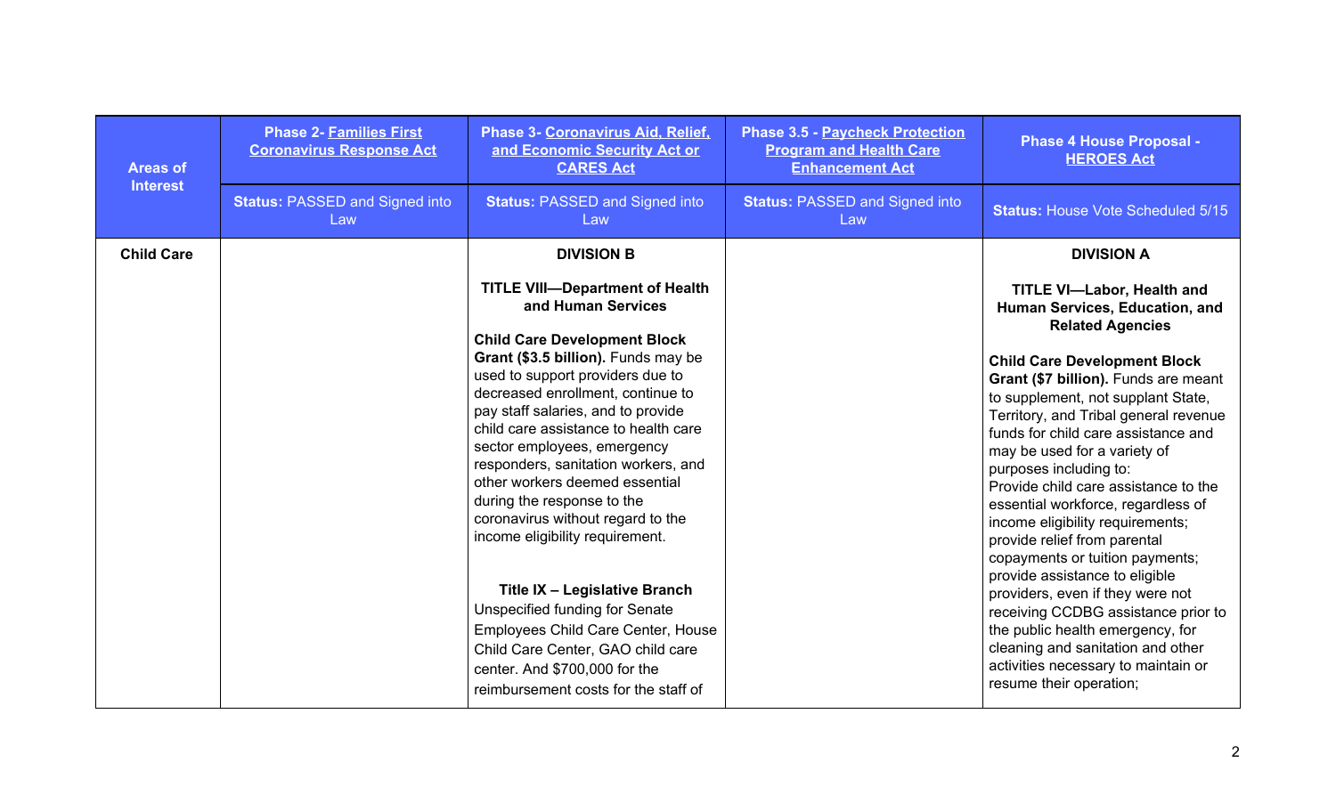| Areas of Interest | Phase 2- Families First Coronavirus Response Act | Phase 3- Coronavirus Aid, Relief, and Economic Security Act or CARES Act | Phase 3.5 - Paycheck Protection Program and Health Care Enhancement Act | Phase 4 House Proposal - HEROES Act |
|---|---|---|---|---|
| | **Status:** PASSED and Signed into Law | **Status:** PASSED and Signed into Law | **Status:** PASSED and Signed into Law | **Status:** House Vote Scheduled 5/15 |
| **Child Care** | | **DIVISION B**<br><br>**TITLE VIII—Department of Health and Human Services**<br><br>**Child Care Development Block Grant ($3.5 billion).** Funds may be used to support providers due to decreased enrollment, continue to pay staff salaries, and to provide child care assistance to health care sector employees, emergency responders, sanitation workers, and other workers deemed essential during the response to the coronavirus without regard to the income eligibility requirement.<br><br>**Title IX – Legislative Branch**<br>Unspecified funding for Senate Employees Child Care Center, House Child Care Center, GAO child care center. And $700,000 for the reimbursement costs for the staff of | | **DIVISION A**<br><br>**TITLE VI—Labor, Health and Human Services, Education, and Related Agencies**<br><br>**Child Care Development Block Grant ($7 billion).** Funds are meant to supplement, not supplant State, Territory, and Tribal general revenue funds for child care assistance and may be used for a variety of purposes including to:<br>Provide child care assistance to the essential workforce, regardless of income eligibility requirements; provide relief from parental copayments or tuition payments; provide assistance to eligible providers, even if they were not receiving CCDBG assistance prior to the public health emergency, for cleaning and sanitation and other activities necessary to maintain or resume their operation; |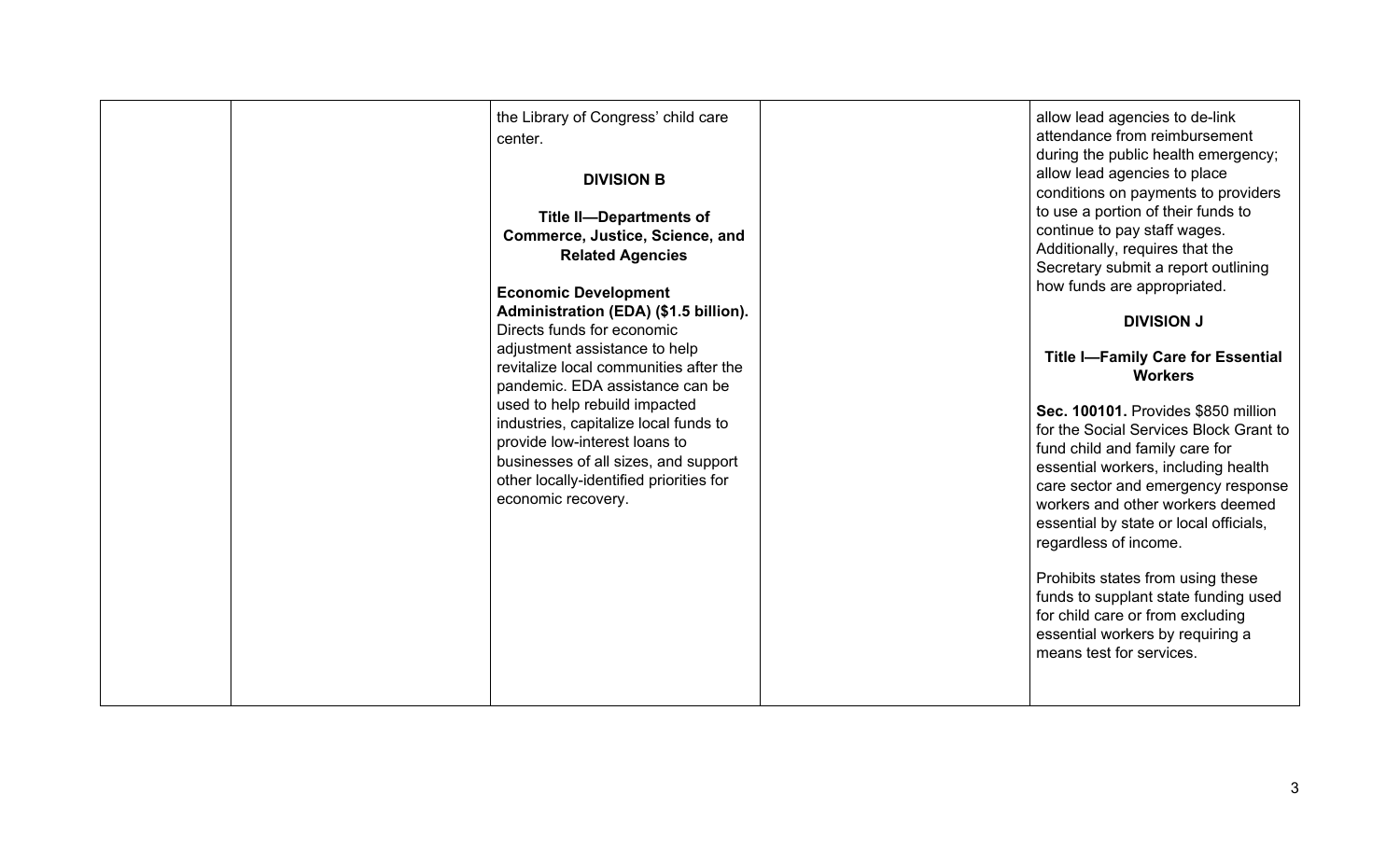|  |  |  |  |  |
|---|---|---|---|---|
|  |  | the Library of Congress' child care center.<br><br>**DIVISION B**<br><br>**Title II—Departments of Commerce, Justice, Science, and Related Agencies**<br><br>**Economic Development Administration (EDA) ($1.5 billion).** Directs funds for economic adjustment assistance to help revitalize local communities after the pandemic. EDA assistance can be used to help rebuild impacted industries, capitalize local funds to provide low-interest loans to businesses of all sizes, and support other locally-identified priorities for economic recovery. |  | allow lead agencies to de-link attendance from reimbursement during the public health emergency; allow lead agencies to place conditions on payments to providers to use a portion of their funds to continue to pay staff wages. Additionally, requires that the Secretary submit a report outlining how funds are appropriated.<br><br>**DIVISION J**<br><br>**Title I—Family Care for Essential Workers**<br><br>**Sec. 100101.** Provides $850 million for the Social Services Block Grant to fund child and family care for essential workers, including health care sector and emergency response workers and other workers deemed essential by state or local officials, regardless of income.<br><br>Prohibits states from using these funds to supplant state funding used for child care or from excluding essential workers by requiring a means test for services. |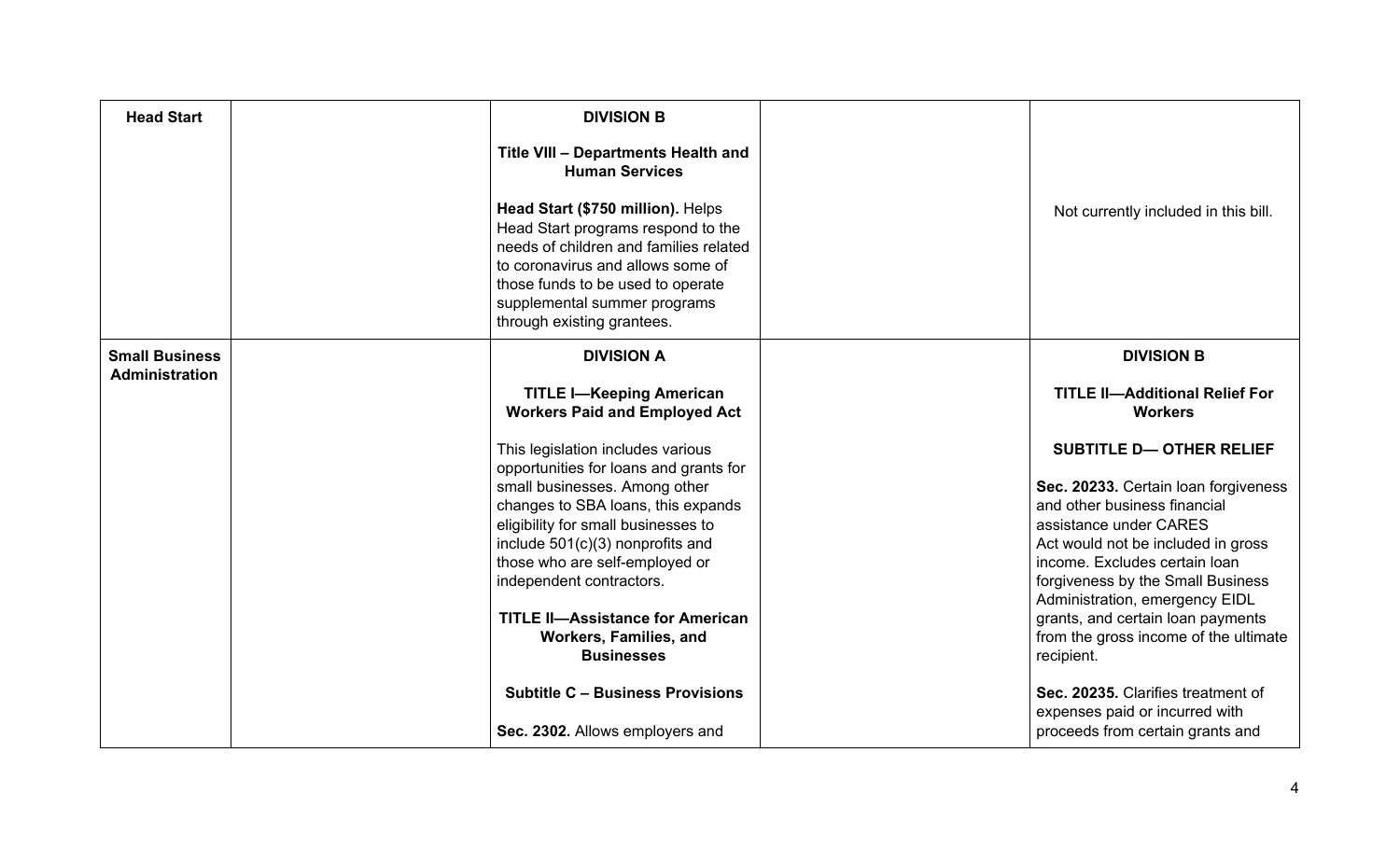| Head Start | | **DIVISION B**<br><br>**Title VIII – Departments Health and Human Services**<br><br>**Head Start ($750 million).** Helps Head Start programs respond to the needs of children and families related to coronavirus and allows some of those funds to be used to operate supplemental summer programs through existing grantees. | | Not currently included in this bill. |
|---|---|---|---|---|
| **Small Business Administration** | | **DIVISION A**<br><br>**TITLE I—Keeping American Workers Paid and Employed Act**<br><br>This legislation includes various opportunities for loans and grants for small businesses. Among other changes to SBA loans, this expands eligibility for small businesses to include 501(c)(3) nonprofits and those who are self-employed or independent contractors.<br><br>**TITLE II—Assistance for American Workers, Families, and Businesses**<br><br>**Subtitle C – Business Provisions**<br><br>**Sec. 2302.** Allows employers and | | **DIVISION B**<br><br>**TITLE II—Additional Relief For Workers**<br><br>**SUBTITLE D— OTHER RELIEF**<br><br>**Sec. 20233.** Certain loan forgiveness and other business financial assistance under CARES Act would not be included in gross income. Excludes certain loan forgiveness by the Small Business Administration, emergency EIDL grants, and certain loan payments from the gross income of the ultimate recipient.<br><br>**Sec. 20235.** Clarifies treatment of expenses paid or incurred with proceeds from certain grants and |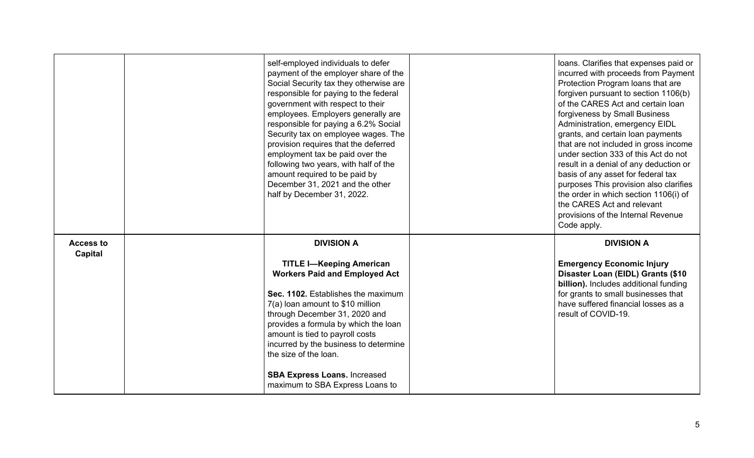| | | | | |
|---|---|---|---|---|
| | | self-employed individuals to defer payment of the employer share of the Social Security tax they otherwise are responsible for paying to the federal government with respect to their employees. Employers generally are responsible for paying a 6.2% Social Security tax on employee wages. The provision requires that the deferred employment tax be paid over the following two years, with half of the amount required to be paid by December 31, 2021 and the other half by December 31, 2022. | | loans. Clarifies that expenses paid or incurred with proceeds from Payment Protection Program loans that are forgiven pursuant to section 1106(b) of the CARES Act and certain loan forgiveness by Small Business Administration, emergency EIDL grants, and certain loan payments that are not included in gross income under section 333 of this Act do not result in a denial of any deduction or basis of any asset for federal tax purposes This provision also clarifies the order in which section 1106(i) of the CARES Act and relevant provisions of the Internal Revenue Code apply. |
| **Access to Capital** | | **DIVISION A**<br><br>**TITLE I—Keeping American Workers Paid and Employed Act**<br><br>**Sec. 1102.** Establishes the maximum 7(a) loan amount to $10 million through December 31, 2020 and provides a formula by which the loan amount is tied to payroll costs incurred by the business to determine the size of the loan.<br><br>**SBA Express Loans.** Increased maximum to SBA Express Loans to | | **DIVISION A**<br><br>**Emergency Economic Injury Disaster Loan (EIDL) Grants ($10 billion).** Includes additional funding for grants to small businesses that have suffered financial losses as a result of COVID-19. |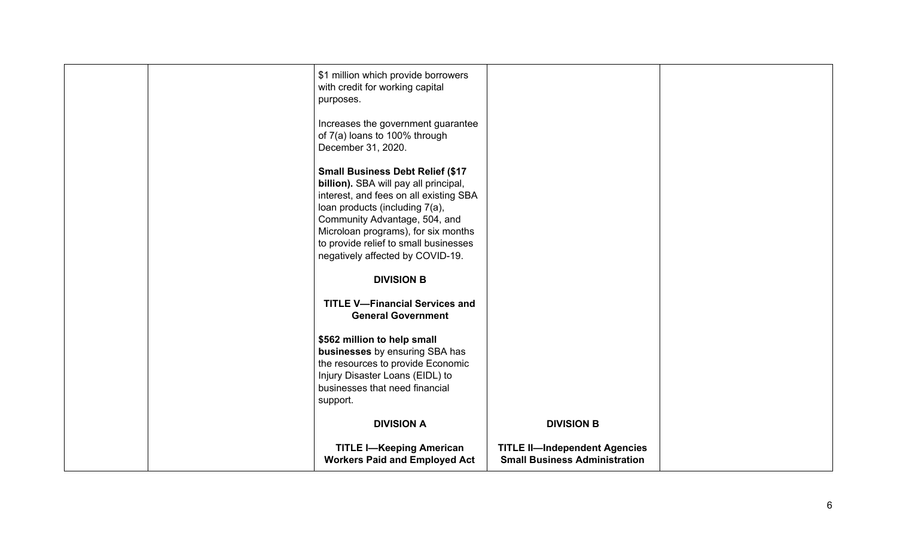| | | | | |
|---|---|---|---|---|
| | | \$1 million which provide borrowers with credit for working capital purposes.<br><br>Increases the government guarantee of 7(a) loans to 100% through December 31, 2020.<br><br>**Small Business Debt Relief (\$17 billion).** SBA will pay all principal, interest, and fees on all existing SBA loan products (including 7(a), Community Advantage, 504, and Microloan programs), for six months to provide relief to small businesses negatively affected by COVID-19.<br><br>**DIVISION B**<br><br>**TITLE V—Financial Services and General Government**<br><br>**\$562 million to help small businesses** by ensuring SBA has the resources to provide Economic Injury Disaster Loans (EIDL) to businesses that need financial support.<br><br>**DIVISION A**<br><br>**TITLE I—Keeping American Workers Paid and Employed Act** | **DIVISION B**<br><br>**TITLE II—Independent Agencies Small Business Administration** | |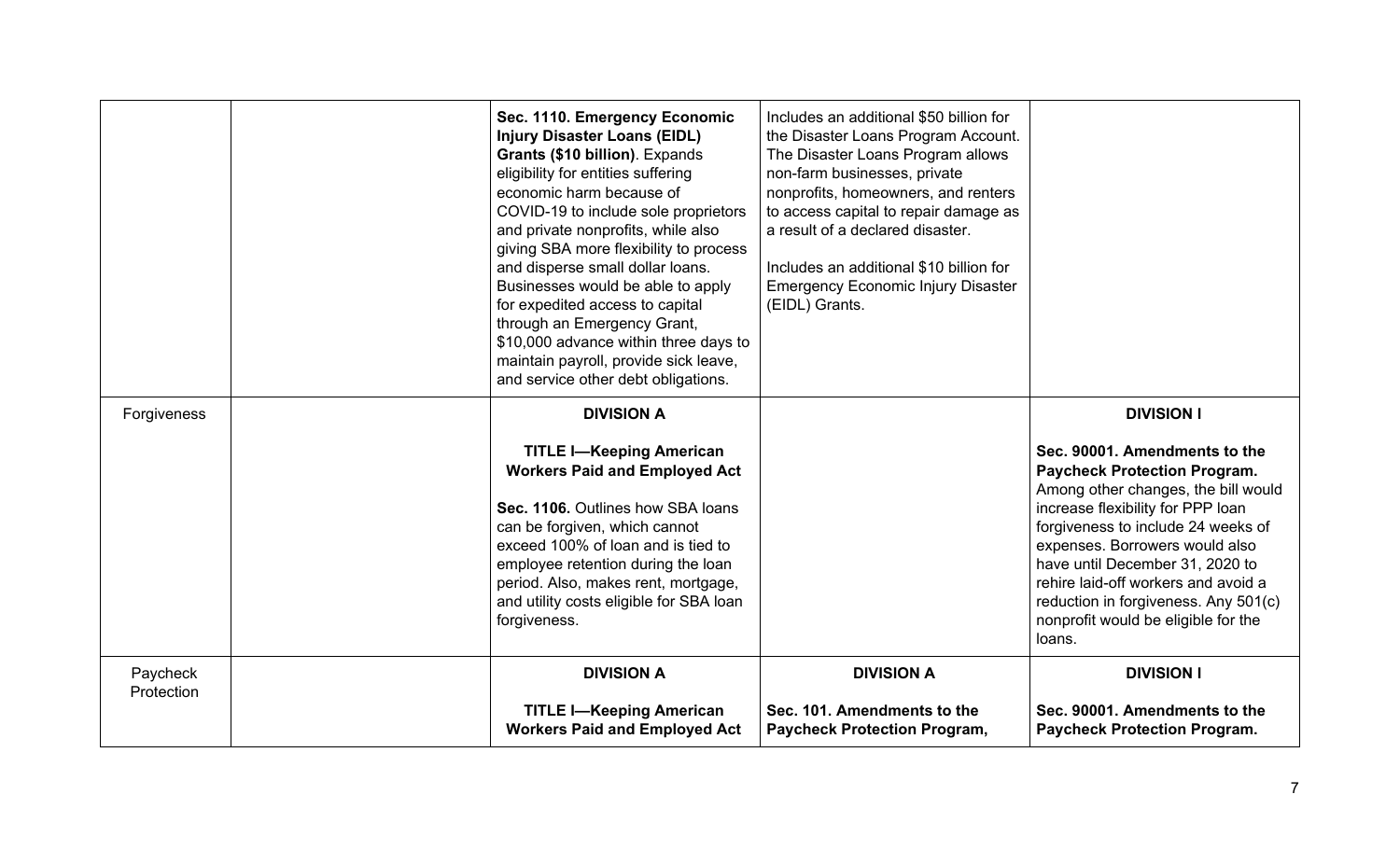| | | | | |
|---|---|---|---|---|
| | | **Sec. 1110. Emergency Economic Injury Disaster Loans (EIDL) Grants ($10 billion)**. Expands eligibility for entities suffering economic harm because of COVID-19 to include sole proprietors and private nonprofits, while also giving SBA more flexibility to process and disperse small dollar loans. Businesses would be able to apply for expedited access to capital through an Emergency Grant, $10,000 advance within three days to maintain payroll, provide sick leave, and service other debt obligations. | Includes an additional $50 billion for the Disaster Loans Program Account. The Disaster Loans Program allows non-farm businesses, private nonprofits, homeowners, and renters to access capital to repair damage as a result of a declared disaster.<br><br>Includes an additional $10 billion for Emergency Economic Injury Disaster (EIDL) Grants. | |
| Forgiveness | | **DIVISION A**<br><br>**TITLE I—Keeping American Workers Paid and Employed Act**<br><br>**Sec. 1106.** Outlines how SBA loans can be forgiven, which cannot exceed 100% of loan and is tied to employee retention during the loan period. Also, makes rent, mortgage, and utility costs eligible for SBA loan forgiveness. | | **DIVISION I**<br><br>**Sec. 90001. Amendments to the Paycheck Protection Program.** Among other changes, the bill would increase flexibility for PPP loan forgiveness to include 24 weeks of expenses. Borrowers would also have until December 31, 2020 to rehire laid-off workers and avoid a reduction in forgiveness. Any 501(c) nonprofit would be eligible for the loans. |
| Paycheck Protection | | **DIVISION A**<br><br>**TITLE I—Keeping American Workers Paid and Employed Act** | **DIVISION A**<br><br>**Sec. 101. Amendments to the Paycheck Protection Program,** | **DIVISION I**<br><br>**Sec. 90001. Amendments to the Paycheck Protection Program.** |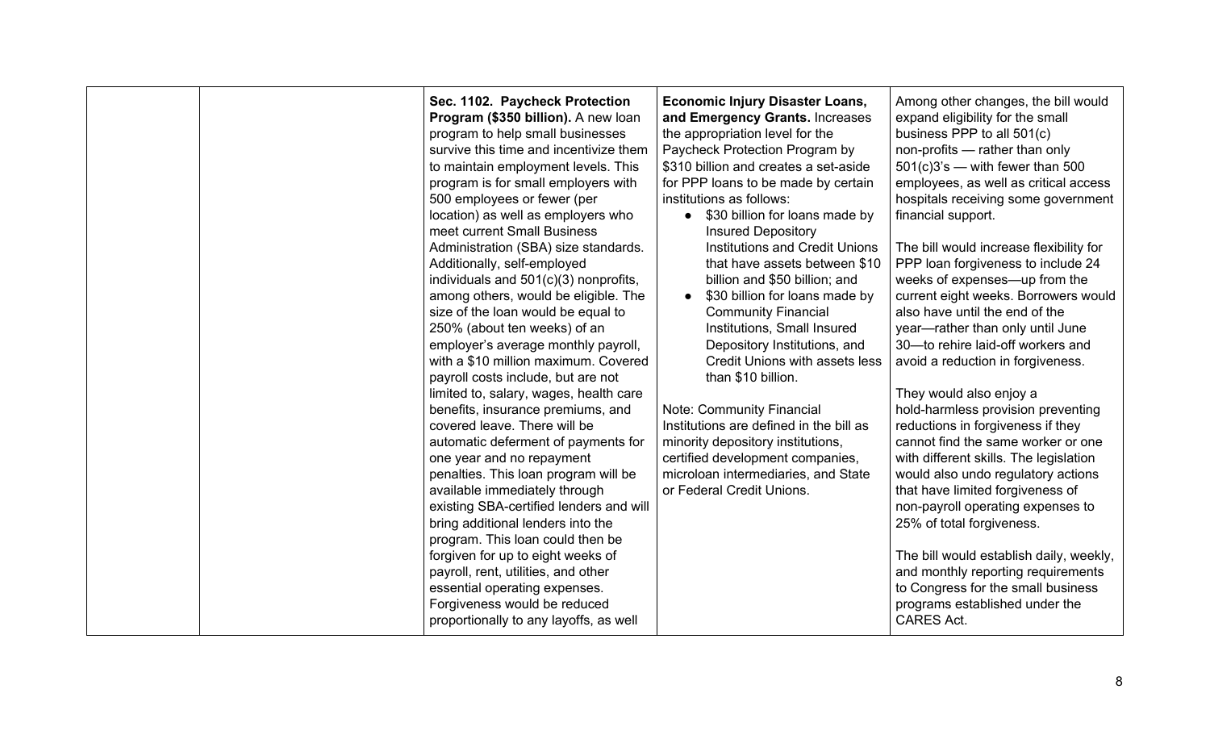| | | | | |
|---|---|---|---|---|
| | | **Sec. 1102. Paycheck Protection Program ($350 billion).** A new loan program to help small businesses survive this time and incentivize them to maintain employment levels. This program is for small employers with 500 employees or fewer (per location) as well as employers who meet current Small Business Administration (SBA) size standards. Additionally, self-employed individuals and 501(c)(3) nonprofits, among others, would be eligible. The size of the loan would be equal to 250% (about ten weeks) of an employer's average monthly payroll, with a $10 million maximum. Covered payroll costs include, but are not limited to, salary, wages, health care benefits, insurance premiums, and covered leave. There will be automatic deferment of payments for one year and no repayment penalties. This loan program will be available immediately through existing SBA-certified lenders and will bring additional lenders into the program. This loan could then be forgiven for up to eight weeks of payroll, rent, utilities, and other essential operating expenses. Forgiveness would be reduced proportionally to any layoffs, as well | **Economic Injury Disaster Loans, and Emergency Grants.** Increases the appropriation level for the Paycheck Protection Program by $310 billion and creates a set-aside for PPP loans to be made by certain institutions as follows:<br>• $30 billion for loans made by Insured Depository Institutions and Credit Unions that have assets between $10 billion and $50 billion; and<br>• $30 billion for loans made by Community Financial Institutions, Small Insured Depository Institutions, and Credit Unions with assets less than $10 billion.<br><br>Note: Community Financial Institutions are defined in the bill as minority depository institutions, certified development companies, microloan intermediaries, and State or Federal Credit Unions. | Among other changes, the bill would expand eligibility for the small business PPP to all 501(c) non-profits — rather than only 501(c)3's — with fewer than 500 employees, as well as critical access hospitals receiving some government financial support.<br><br>The bill would increase flexibility for PPP loan forgiveness to include 24 weeks of expenses—up from the current eight weeks. Borrowers would also have until the end of the year—rather than only until June 30—to rehire laid-off workers and avoid a reduction in forgiveness.<br><br>They would also enjoy a hold-harmless provision preventing reductions in forgiveness if they cannot find the same worker or one with different skills. The legislation would also undo regulatory actions that have limited forgiveness of non-payroll operating expenses to 25% of total forgiveness.<br><br>The bill would establish daily, weekly, and monthly reporting requirements to Congress for the small business programs established under the CARES Act. |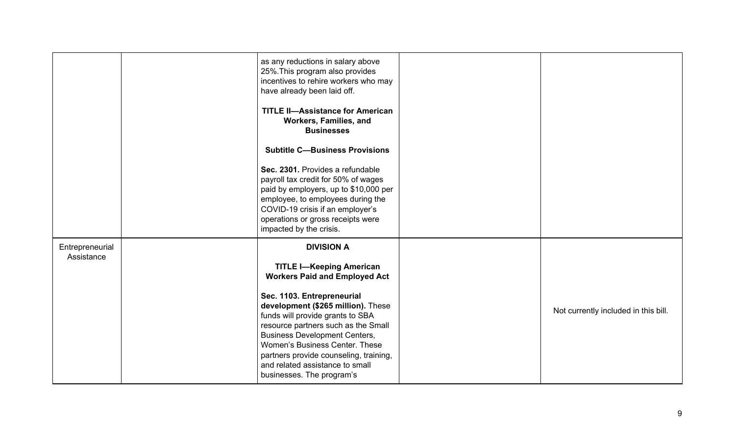| | | | | |
|---|---|---|---|---|
| | | as any reductions in salary above 25%.This program also provides incentives to rehire workers who may have already been laid off.<br><br>**TITLE II—Assistance for American Workers, Families, and Businesses**<br><br>**Subtitle C—Business Provisions**<br><br>**Sec. 2301.** Provides a refundable payroll tax credit for 50% of wages paid by employers, up to $10,000 per employee, to employees during the COVID-19 crisis if an employer's operations or gross receipts were impacted by the crisis. | | |
| Entrepreneurial Assistance | | **DIVISION A**<br><br>**TITLE I—Keeping American Workers Paid and Employed Act**<br><br>**Sec. 1103. Entrepreneurial development ($265 million).** These funds will provide grants to SBA resource partners such as the Small Business Development Centers, Women's Business Center. These partners provide counseling, training, and related assistance to small businesses. The program's | | Not currently included in this bill. |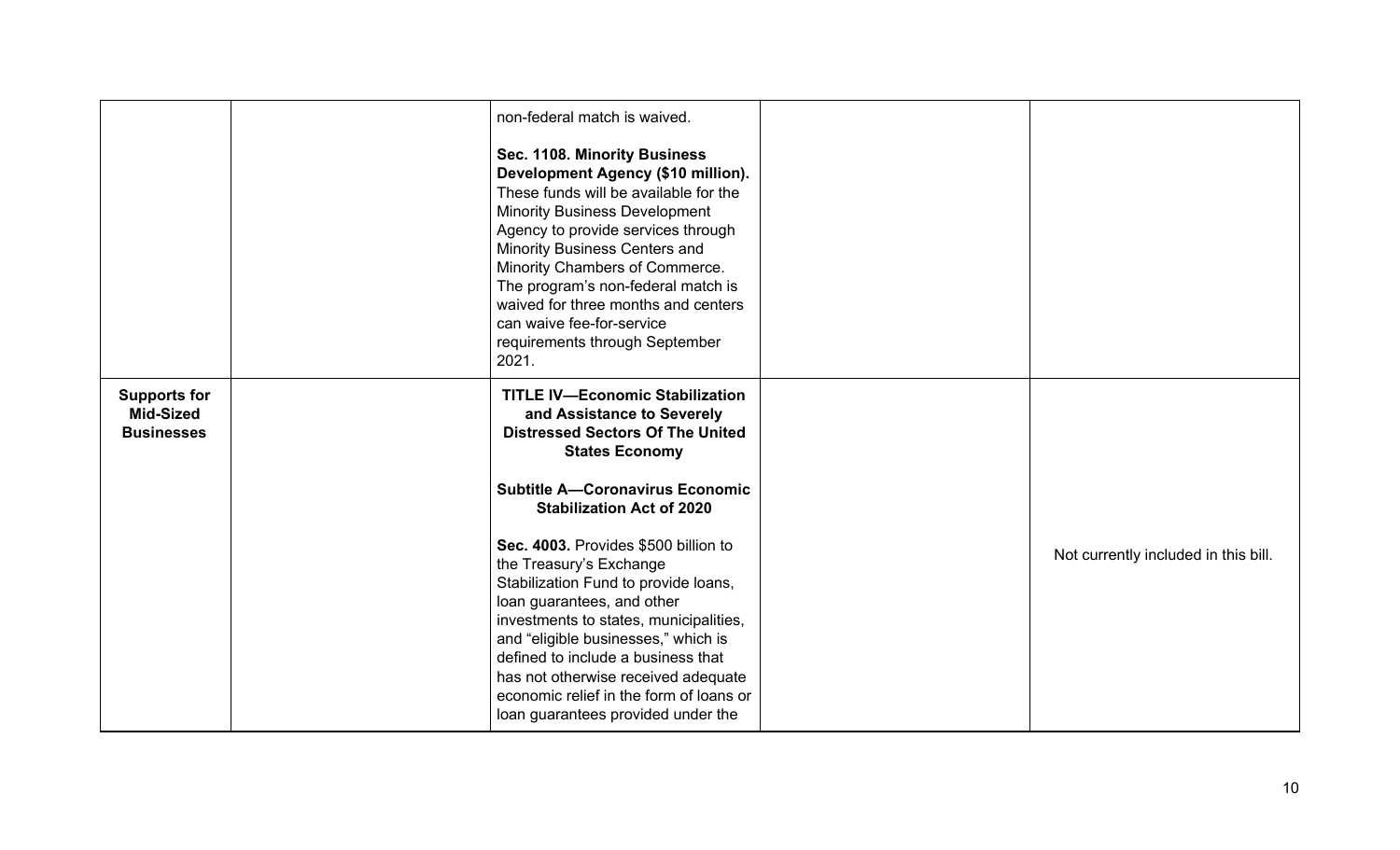| | | | | |
|---|---|---|---|---|
| | | non-federal match is waived.<br><br>**Sec. 1108. Minority Business Development Agency ($10 million).** These funds will be available for the Minority Business Development Agency to provide services through Minority Business Centers and Minority Chambers of Commerce. The program's non-federal match is waived for three months and centers can waive fee-for-service requirements through September 2021. | | |
| **Supports for Mid-Sized Businesses** | | **TITLE IV—Economic Stabilization and Assistance to Severely Distressed Sectors Of The United States Economy**<br><br>**Subtitle A—Coronavirus Economic Stabilization Act of 2020**<br><br>**Sec. 4003.** Provides $500 billion to the Treasury's Exchange Stabilization Fund to provide loans, loan guarantees, and other investments to states, municipalities, and "eligible businesses," which is defined to include a business that has not otherwise received adequate economic relief in the form of loans or loan guarantees provided under the | | Not currently included in this bill. |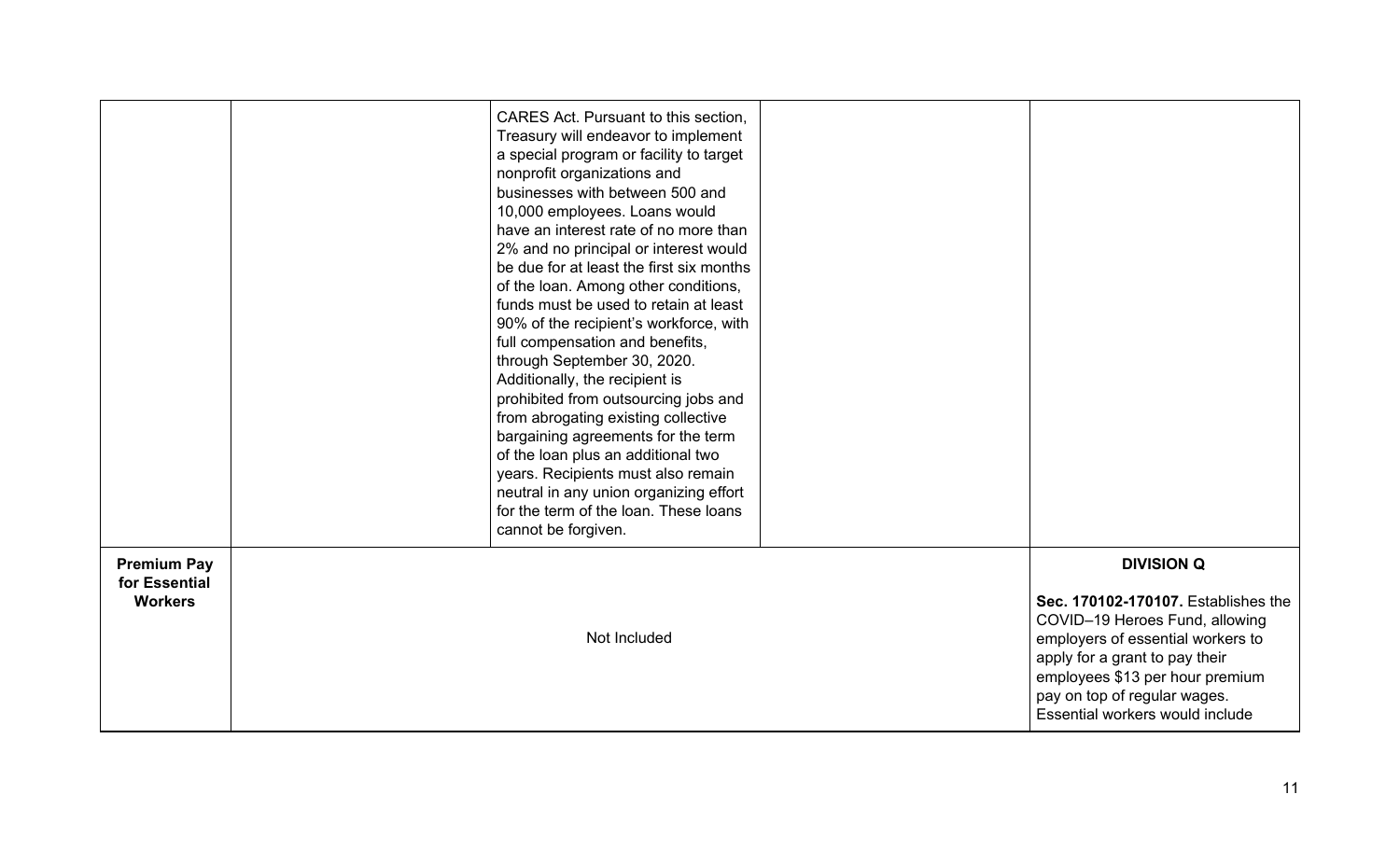| | | | | |
|---|---|---|---|---|
| | | CARES Act. Pursuant to this section, Treasury will endeavor to implement a special program or facility to target nonprofit organizations and businesses with between 500 and 10,000 employees. Loans would have an interest rate of no more than 2% and no principal or interest would be due for at least the first six months of the loan. Among other conditions, funds must be used to retain at least 90% of the recipient's workforce, with full compensation and benefits, through September 30, 2020. Additionally, the recipient is prohibited from outsourcing jobs and from abrogating existing collective bargaining agreements for the term of the loan plus an additional two years. Recipients must also remain neutral in any union organizing effort for the term of the loan. These loans cannot be forgiven. | | |
| **Premium Pay for Essential Workers** | Not Included | | | **DIVISION Q**<br><br>**Sec. 170102-170107.** Establishes the COVID–19 Heroes Fund, allowing employers of essential workers to apply for a grant to pay their employees $13 per hour premium pay on top of regular wages. Essential workers would include |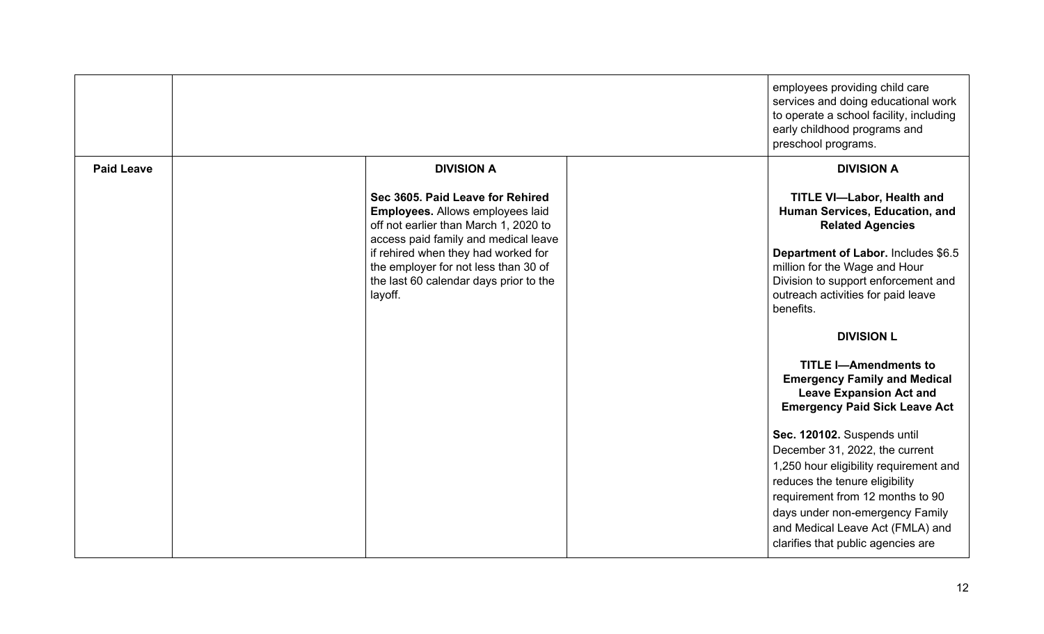| | | | | |
|---|---|---|---|---|
| | | | | employees providing child care services and doing educational work to operate a school facility, including early childhood programs and preschool programs. |
| **Paid Leave** | | **DIVISION A**<br><br>**Sec 3605. Paid Leave for Rehired Employees.** Allows employees laid off not earlier than March 1, 2020 to access paid family and medical leave if rehired when they had worked for the employer for not less than 30 of the last 60 calendar days prior to the layoff. | | **DIVISION A**<br><br>**TITLE VI—Labor, Health and Human Services, Education, and Related Agencies**<br><br>**Department of Labor.** Includes $6.5 million for the Wage and Hour Division to support enforcement and outreach activities for paid leave benefits.<br><br>**DIVISION L**<br><br>**TITLE I—Amendments to Emergency Family and Medical Leave Expansion Act and Emergency Paid Sick Leave Act**<br><br>**Sec. 120102.** Suspends until December 31, 2022, the current 1,250 hour eligibility requirement and reduces the tenure eligibility requirement from 12 months to 90 days under non-emergency Family and Medical Leave Act (FMLA) and clarifies that public agencies are |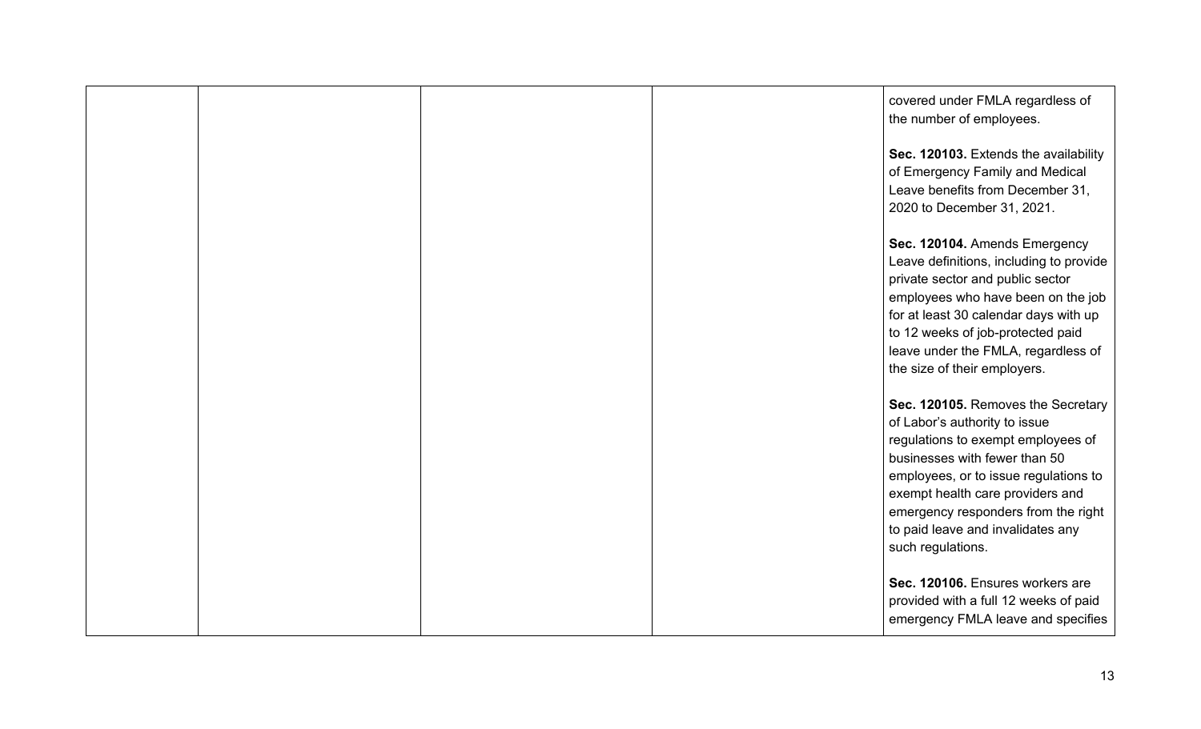|  |  |  |  | covered under FMLA regardless of the number of employees.<br><br>**Sec. 120103.** Extends the availability of Emergency Family and Medical Leave benefits from December 31, 2020 to December 31, 2021.<br><br>**Sec. 120104.** Amends Emergency Leave definitions, including to provide private sector and public sector employees who have been on the job for at least 30 calendar days with up to 12 weeks of job-protected paid leave under the FMLA, regardless of the size of their employers.<br><br>**Sec. 120105.** Removes the Secretary of Labor's authority to issue regulations to exempt employees of businesses with fewer than 50 employees, or to issue regulations to exempt health care providers and emergency responders from the right to paid leave and invalidates any such regulations.<br><br>**Sec. 120106.** Ensures workers are provided with a full 12 weeks of paid emergency FMLA leave and specifies |
|---|---|---|---|---|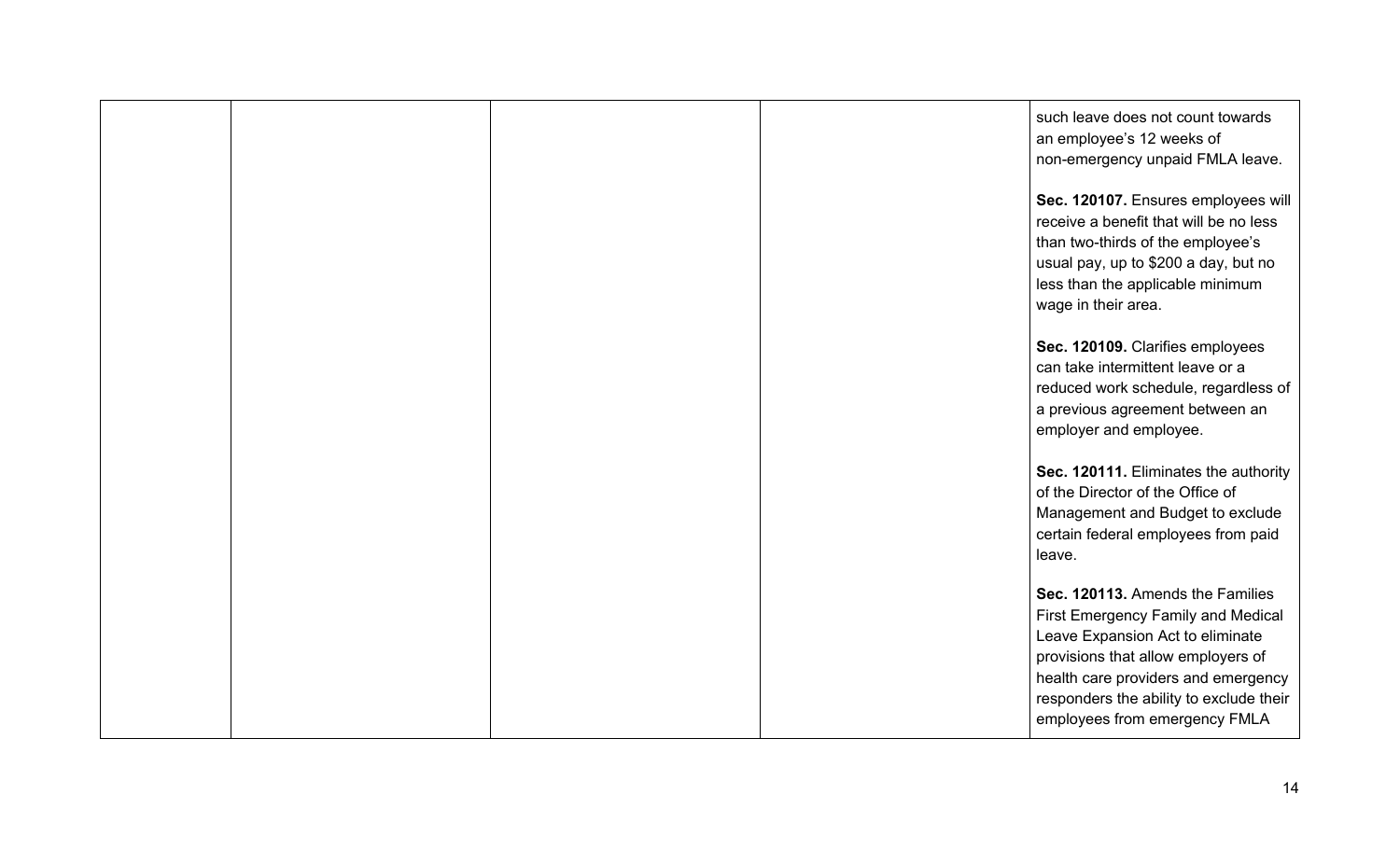|  |  |  |  |  |
| --- | --- | --- | --- | --- |
|  |  |  |  | such leave does not count towards an employee's 12 weeks of non-emergency unpaid FMLA leave.<br><br>**Sec. 120107.** Ensures employees will receive a benefit that will be no less than two-thirds of the employee's usual pay, up to $200 a day, but no less than the applicable minimum wage in their area.<br><br>**Sec. 120109.** Clarifies employees can take intermittent leave or a reduced work schedule, regardless of a previous agreement between an employer and employee.<br><br>**Sec. 120111.** Eliminates the authority of the Director of the Office of Management and Budget to exclude certain federal employees from paid leave.<br><br>**Sec. 120113.** Amends the Families First Emergency Family and Medical Leave Expansion Act to eliminate provisions that allow employers of health care providers and emergency responders the ability to exclude their employees from emergency FMLA |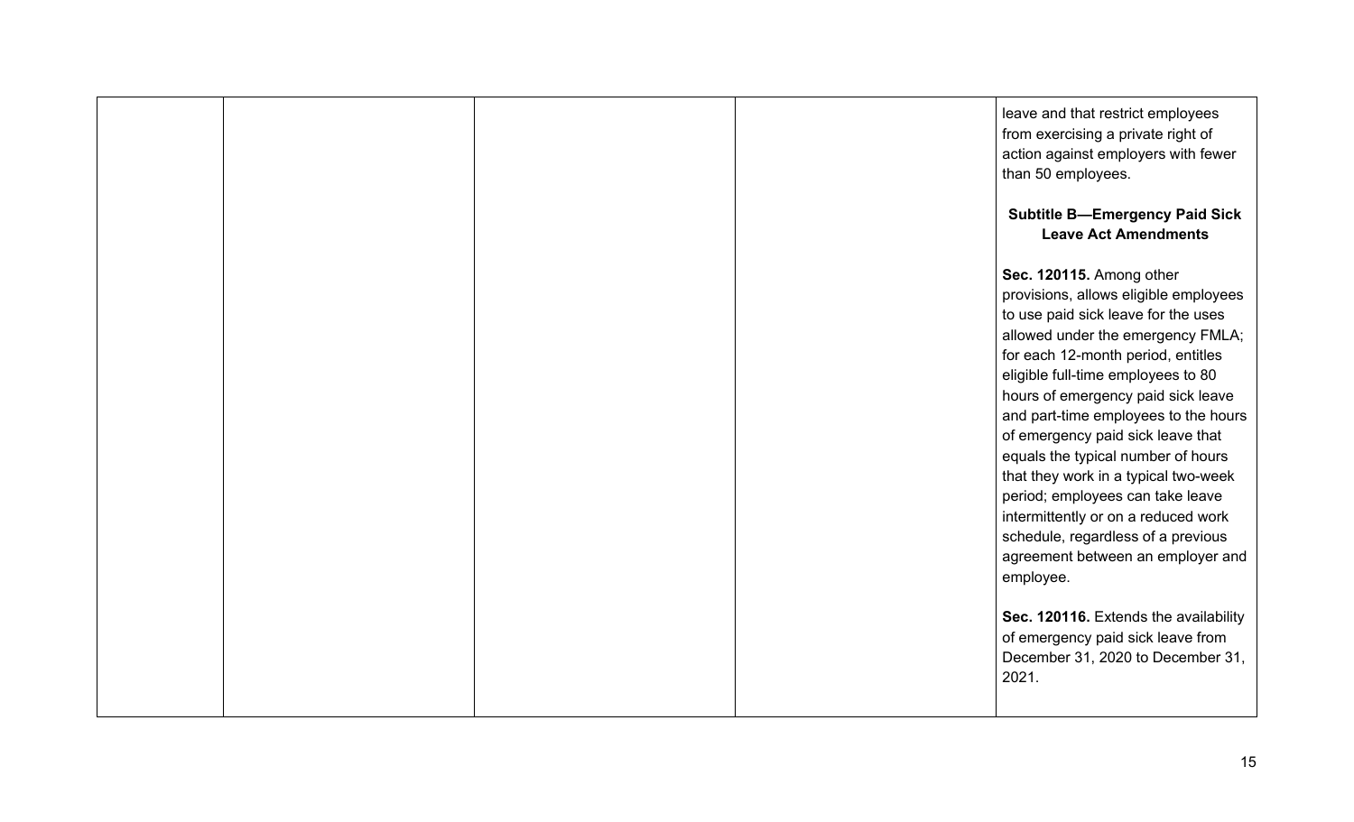| | | | | |
|---|---|---|---|---|
| | | | | leave and that restrict employees from exercising a private right of action against employers with fewer than 50 employees.<br><br>**Subtitle B—Emergency Paid Sick Leave Act Amendments**<br><br>**Sec. 120115.** Among other provisions, allows eligible employees to use paid sick leave for the uses allowed under the emergency FMLA; for each 12-month period, entitles eligible full-time employees to 80 hours of emergency paid sick leave and part-time employees to the hours of emergency paid sick leave that equals the typical number of hours that they work in a typical two-week period; employees can take leave intermittently or on a reduced work schedule, regardless of a previous agreement between an employer and employee.<br><br>**Sec. 120116.** Extends the availability of emergency paid sick leave from December 31, 2020 to December 31, 2021. |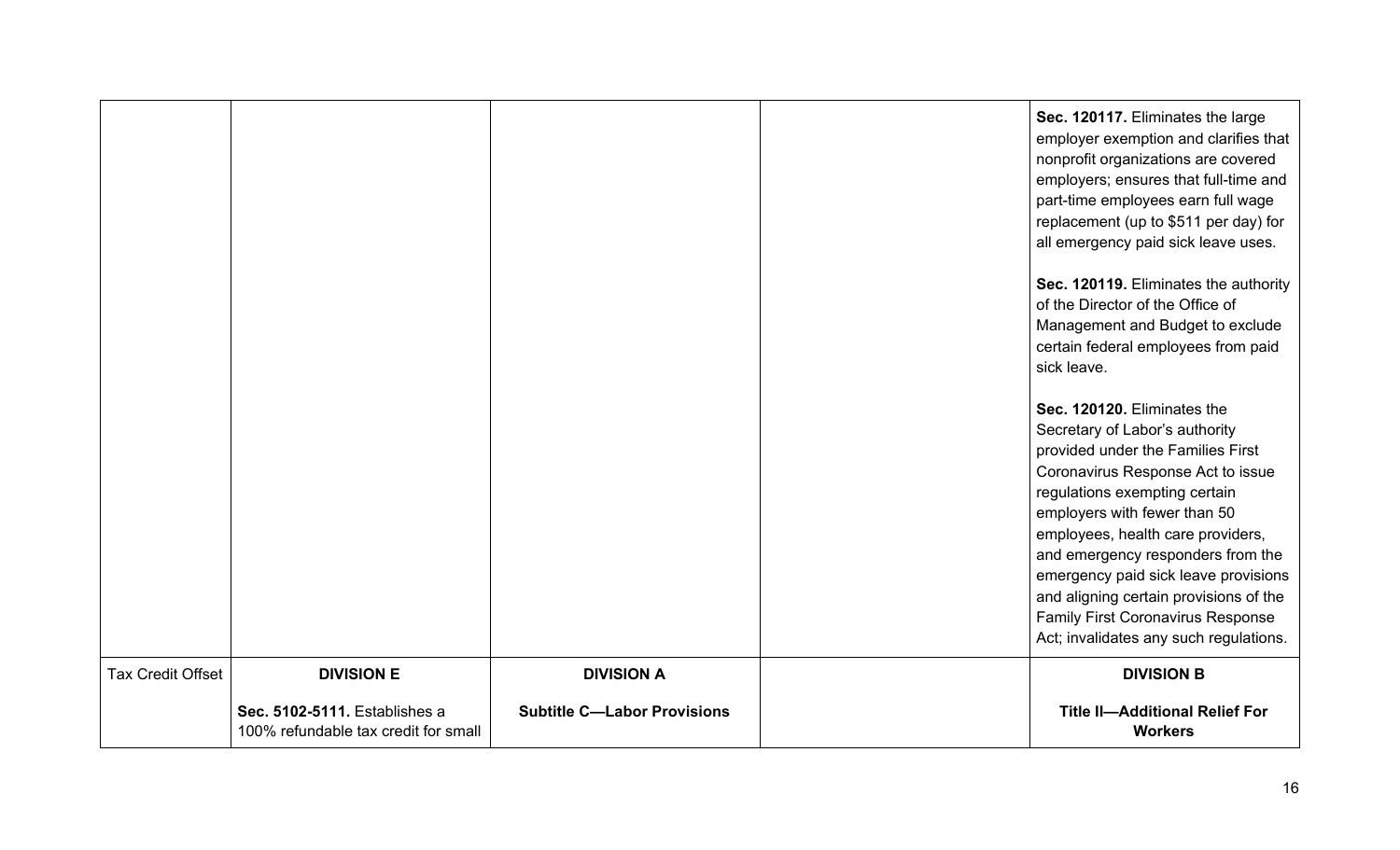| | | | | |
|---|---|---|---|---|
| | | | | **Sec. 120117.** Eliminates the large employer exemption and clarifies that nonprofit organizations are covered employers; ensures that full-time and part-time employees earn full wage replacement (up to $511 per day) for all emergency paid sick leave uses.<br><br>**Sec. 120119.** Eliminates the authority of the Director of the Office of Management and Budget to exclude certain federal employees from paid sick leave.<br><br>**Sec. 120120.** Eliminates the Secretary of Labor's authority provided under the Families First Coronavirus Response Act to issue regulations exempting certain employers with fewer than 50 employees, health care providers, and emergency responders from the emergency paid sick leave provisions and aligning certain provisions of the Family First Coronavirus Response Act; invalidates any such regulations. |
| Tax Credit Offset | **DIVISION E**<br><br>**Sec. 5102-5111.** Establishes a 100% refundable tax credit for small | **DIVISION A**<br><br>**Subtitle C—Labor Provisions** | | **DIVISION B**<br><br>**Title II—Additional Relief For Workers** |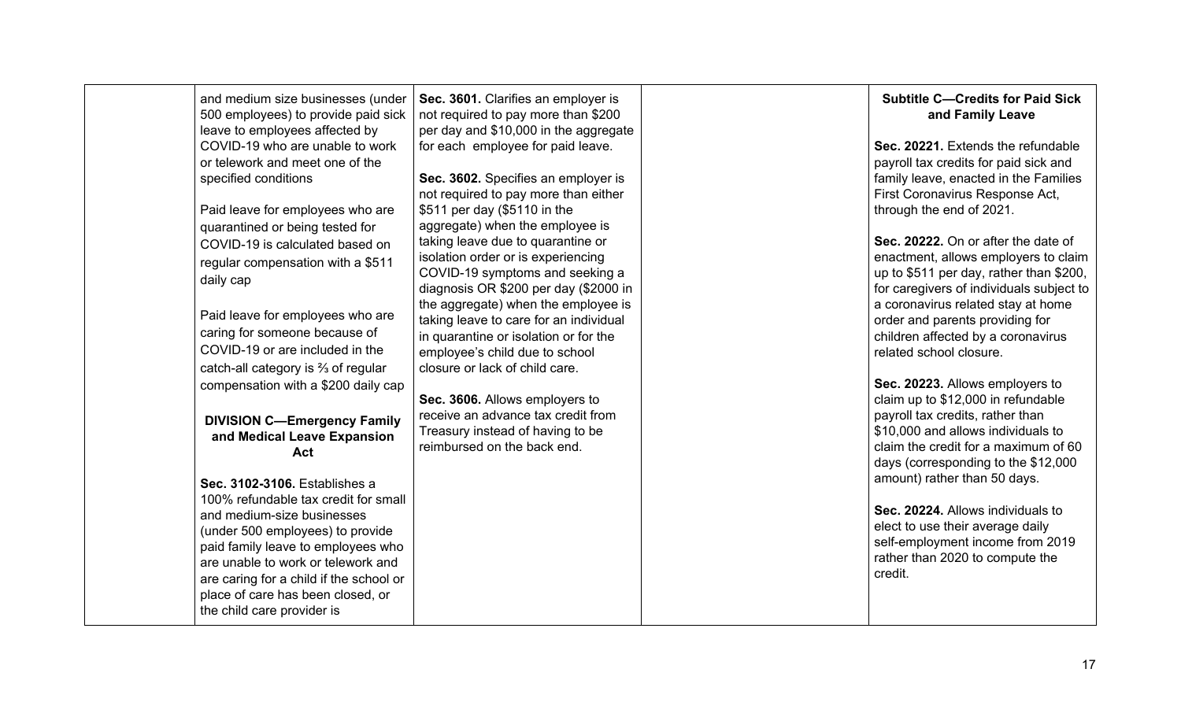| | | | | |
|---|---|---|---|---|
| | and medium size businesses (under 500 employees) to provide paid sick leave to employees affected by COVID-19 who are unable to work or telework and meet one of the specified conditions<br><br>Paid leave for employees who are quarantined or being tested for COVID-19 is calculated based on regular compensation with a $511 daily cap<br><br>Paid leave for employees who are caring for someone because of COVID-19 or are included in the catch-all category is ⅔ of regular compensation with a $200 daily cap<br><br>**DIVISION C—Emergency Family and Medical Leave Expansion Act**<br><br>**Sec. 3102-3106.** Establishes a 100% refundable tax credit for small and medium-size businesses (under 500 employees) to provide paid family leave to employees who are unable to work or telework and are caring for a child if the school or place of care has been closed, or the child care provider is | **Sec. 3601.** Clarifies an employer is not required to pay more than $200 per day and $10,000 in the aggregate for each employee for paid leave.<br><br>**Sec. 3602.** Specifies an employer is not required to pay more than either $511 per day ($5110 in the aggregate) when the employee is taking leave due to quarantine or isolation order or is experiencing COVID-19 symptoms and seeking a diagnosis OR $200 per day ($2000 in the aggregate) when the employee is taking leave to care for an individual in quarantine or isolation or for the employee's child due to school closure or lack of child care.<br><br>**Sec. 3606.** Allows employers to receive an advance tax credit from Treasury instead of having to be reimbursed on the back end. | | **Subtitle C—Credits for Paid Sick and Family Leave**<br><br>**Sec. 20221.** Extends the refundable payroll tax credits for paid sick and family leave, enacted in the Families First Coronavirus Response Act, through the end of 2021.<br><br>**Sec. 20222.** On or after the date of enactment, allows employers to claim up to $511 per day, rather than $200, for caregivers of individuals subject to a coronavirus related stay at home order and parents providing for children affected by a coronavirus related school closure.<br><br>**Sec. 20223.** Allows employers to claim up to $12,000 in refundable payroll tax credits, rather than $10,000 and allows individuals to claim the credit for a maximum of 60 days (corresponding to the $12,000 amount) rather than 50 days.<br><br>**Sec. 20224.** Allows individuals to elect to use their average daily self-employment income from 2019 rather than 2020 to compute the credit. |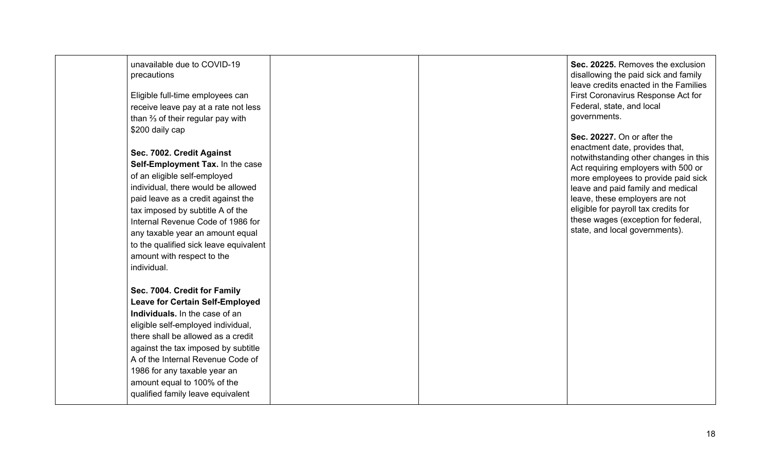| | | | | |
|---|---|---|---|---|
| | unavailable due to COVID-19 precautions<br><br>Eligible full-time employees can receive leave pay at a rate not less than ⅔ of their regular pay with $200 daily cap<br><br>**Sec. 7002. Credit Against Self-Employment Tax.** In the case of an eligible self-employed individual, there would be allowed paid leave as a credit against the tax imposed by subtitle A of the Internal Revenue Code of 1986 for any taxable year an amount equal to the qualified sick leave equivalent amount with respect to the individual.<br><br>**Sec. 7004. Credit for Family Leave for Certain Self-Employed Individuals.** In the case of an eligible self-employed individual, there shall be allowed as a credit against the tax imposed by subtitle A of the Internal Revenue Code of 1986 for any taxable year an amount equal to 100% of the qualified family leave equivalent | | | **Sec. 20225.** Removes the exclusion disallowing the paid sick and family leave credits enacted in the Families First Coronavirus Response Act for Federal, state, and local governments.<br><br>**Sec. 20227.** On or after the enactment date, provides that, notwithstanding other changes in this Act requiring employers with 500 or more employees to provide paid sick leave and paid family and medical leave, these employers are not eligible for payroll tax credits for these wages (exception for federal, state, and local governments). |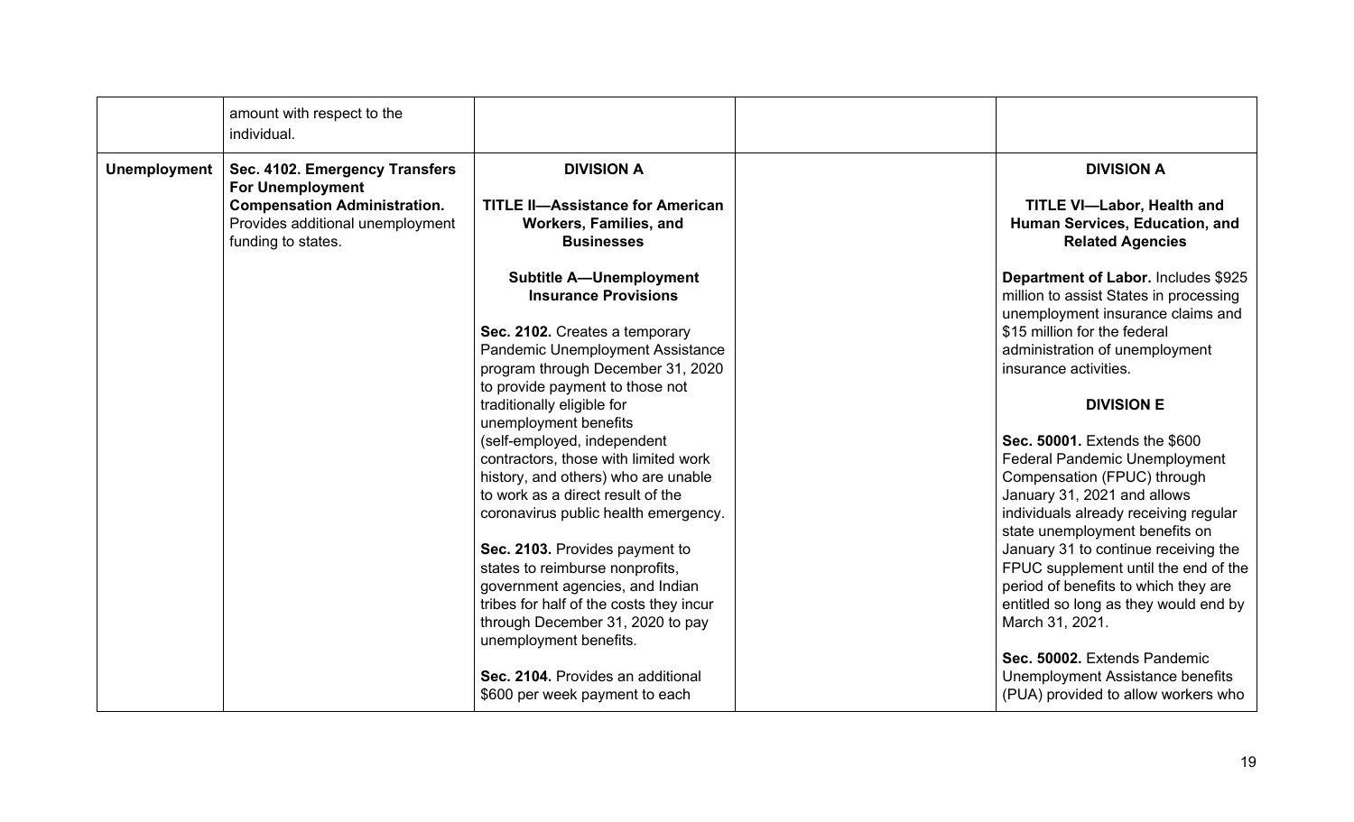| | | | | |
|---|---|---|---|---|
| | amount with respect to the individual. | | | |
| **Unemployment** | **Sec. 4102. Emergency Transfers For Unemployment Compensation Administration.** Provides additional unemployment funding to states. | **DIVISION A**<br><br>**TITLE II—Assistance for American Workers, Families, and Businesses**<br><br>**Subtitle A—Unemployment Insurance Provisions**<br><br>**Sec. 2102.** Creates a temporary Pandemic Unemployment Assistance program through December 31, 2020 to provide payment to those not traditionally eligible for unemployment benefits (self-employed, independent contractors, those with limited work history, and others) who are unable to work as a direct result of the coronavirus public health emergency.<br><br>**Sec. 2103.** Provides payment to states to reimburse nonprofits, government agencies, and Indian tribes for half of the costs they incur through December 31, 2020 to pay unemployment benefits.<br><br>**Sec. 2104.** Provides an additional $600 per week payment to each | | **DIVISION A**<br><br>**TITLE VI—Labor, Health and Human Services, Education, and Related Agencies**<br><br>**Department of Labor.** Includes $925 million to assist States in processing unemployment insurance claims and $15 million for the federal administration of unemployment insurance activities.<br><br>**DIVISION E**<br><br>**Sec. 50001.** Extends the $600 Federal Pandemic Unemployment Compensation (FPUC) through January 31, 2021 and allows individuals already receiving regular state unemployment benefits on January 31 to continue receiving the FPUC supplement until the end of the period of benefits to which they are entitled so long as they would end by March 31, 2021.<br><br>**Sec. 50002.** Extends Pandemic Unemployment Assistance benefits (PUA) provided to allow workers who |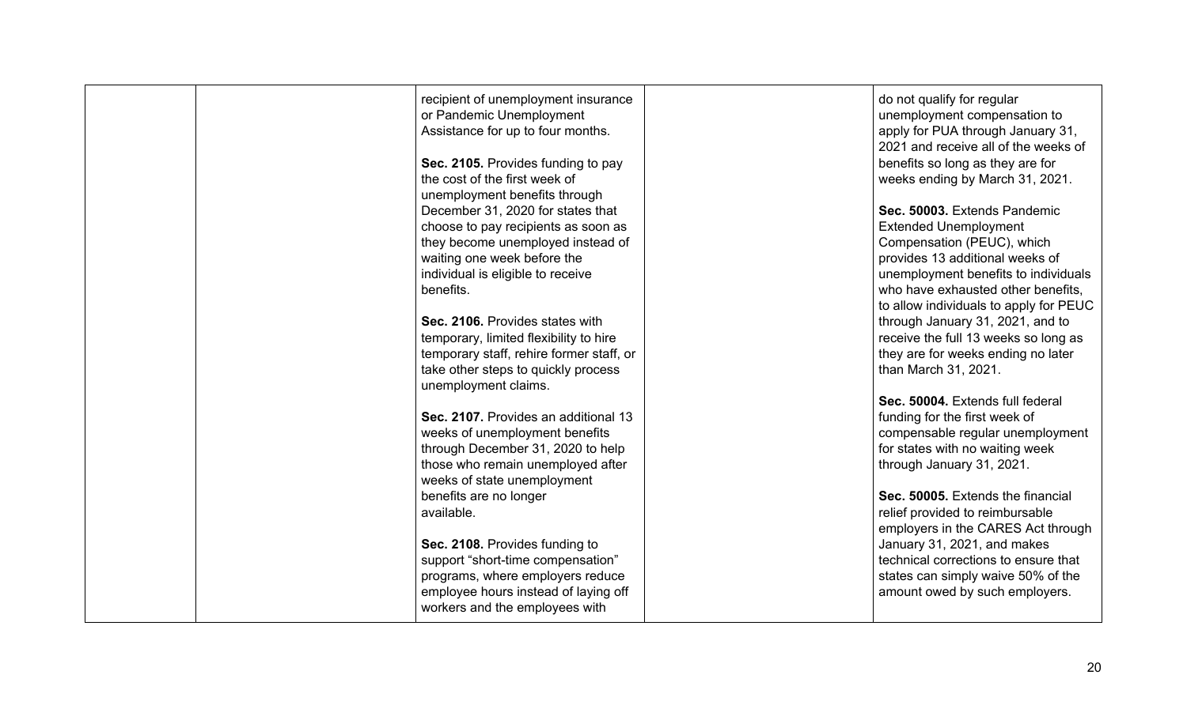|  |  |  |  |  |
|---|---|---|---|---|
|  |  | recipient of unemployment insurance or Pandemic Unemployment Assistance for up to four months.<br><br>**Sec. 2105.** Provides funding to pay the cost of the first week of unemployment benefits through December 31, 2020 for states that choose to pay recipients as soon as they become unemployed instead of waiting one week before the individual is eligible to receive benefits.<br><br>**Sec. 2106.** Provides states with temporary, limited flexibility to hire temporary staff, rehire former staff, or take other steps to quickly process unemployment claims.<br><br>**Sec. 2107.** Provides an additional 13 weeks of unemployment benefits through December 31, 2020 to help those who remain unemployed after weeks of state unemployment benefits are no longer available.<br><br>**Sec. 2108.** Provides funding to support "short-time compensation" programs, where employers reduce employee hours instead of laying off workers and the employees with |  | do not qualify for regular unemployment compensation to apply for PUA through January 31, 2021 and receive all of the weeks of benefits so long as they are for weeks ending by March 31, 2021.<br><br>**Sec. 50003.** Extends Pandemic Extended Unemployment Compensation (PEUC), which provides 13 additional weeks of unemployment benefits to individuals who have exhausted other benefits, to allow individuals to apply for PEUC through January 31, 2021, and to receive the full 13 weeks so long as they are for weeks ending no later than March 31, 2021.<br><br>**Sec. 50004.** Extends full federal funding for the first week of compensable regular unemployment for states with no waiting week through January 31, 2021.<br><br>**Sec. 50005.** Extends the financial relief provided to reimbursable employers in the CARES Act through January 31, 2021, and makes technical corrections to ensure that states can simply waive 50% of the amount owed by such employers. |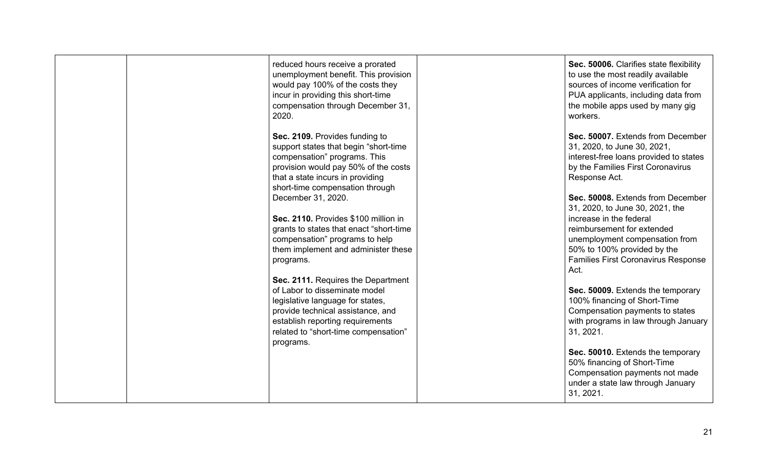|  |  | reduced hours receive a prorated unemployment benefit. This provision would pay 100% of the costs they incur in providing this short-time compensation through December 31, 2020.<br><br>**Sec. 2109.** Provides funding to support states that begin "short-time compensation" programs. This provision would pay 50% of the costs that a state incurs in providing short-time compensation through December 31, 2020.<br><br>**Sec. 2110.** Provides $100 million in grants to states that enact "short-time compensation" programs to help them implement and administer these programs.<br><br>**Sec. 2111.** Requires the Department of Labor to disseminate model legislative language for states, provide technical assistance, and establish reporting requirements related to "short-time compensation" programs. |  | **Sec. 50006.** Clarifies state flexibility to use the most readily available sources of income verification for PUA applicants, including data from the mobile apps used by many gig workers.<br><br>**Sec. 50007.** Extends from December 31, 2020, to June 30, 2021, interest-free loans provided to states by the Families First Coronavirus Response Act.<br><br>**Sec. 50008.** Extends from December 31, 2020, to June 30, 2021, the increase in the federal reimbursement for extended unemployment compensation from 50% to 100% provided by the Families First Coronavirus Response Act.<br><br>**Sec. 50009.** Extends the temporary 100% financing of Short-Time Compensation payments to states with programs in law through January 31, 2021.<br><br>**Sec. 50010.** Extends the temporary 50% financing of Short-Time Compensation payments not made under a state law through January 31, 2021. |
|---|---|---|---|---|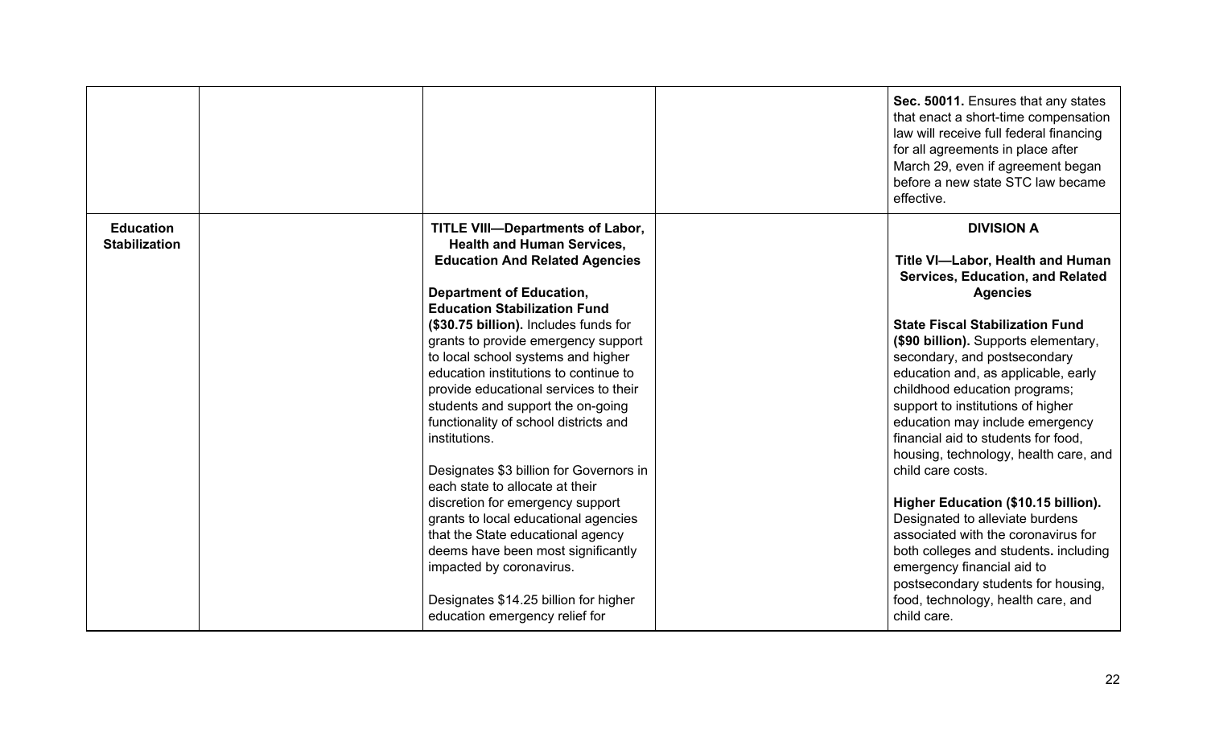| | | | | |
|---|---|---|---|---|
| | | | | **Sec. 50011.** Ensures that any states that enact a short-time compensation law will receive full federal financing for all agreements in place after March 29, even if agreement began before a new state STC law became effective. |
| **Education Stabilization** | | **TITLE VIII—Departments of Labor, Health and Human Services, Education And Related Agencies**<br><br>**Department of Education, Education Stabilization Fund ($30.75 billion).** Includes funds for grants to provide emergency support to local school systems and higher education institutions to continue to provide educational services to their students and support the on-going functionality of school districts and institutions.<br><br>Designates $3 billion for Governors in each state to allocate at their discretion for emergency support grants to local educational agencies that the State educational agency deems have been most significantly impacted by coronavirus.<br><br>Designates $14.25 billion for higher education emergency relief for | | **DIVISION A**<br><br>**Title VI—Labor, Health and Human Services, Education, and Related Agencies**<br><br>**State Fiscal Stabilization Fund ($90 billion).** Supports elementary, secondary, and postsecondary education and, as applicable, early childhood education programs; support to institutions of higher education may include emergency financial aid to students for food, housing, technology, health care, and child care costs.<br><br>**Higher Education ($10.15 billion).** Designated to alleviate burdens associated with the coronavirus for both colleges and students**.** including emergency financial aid to postsecondary students for housing, food, technology, health care, and child care. |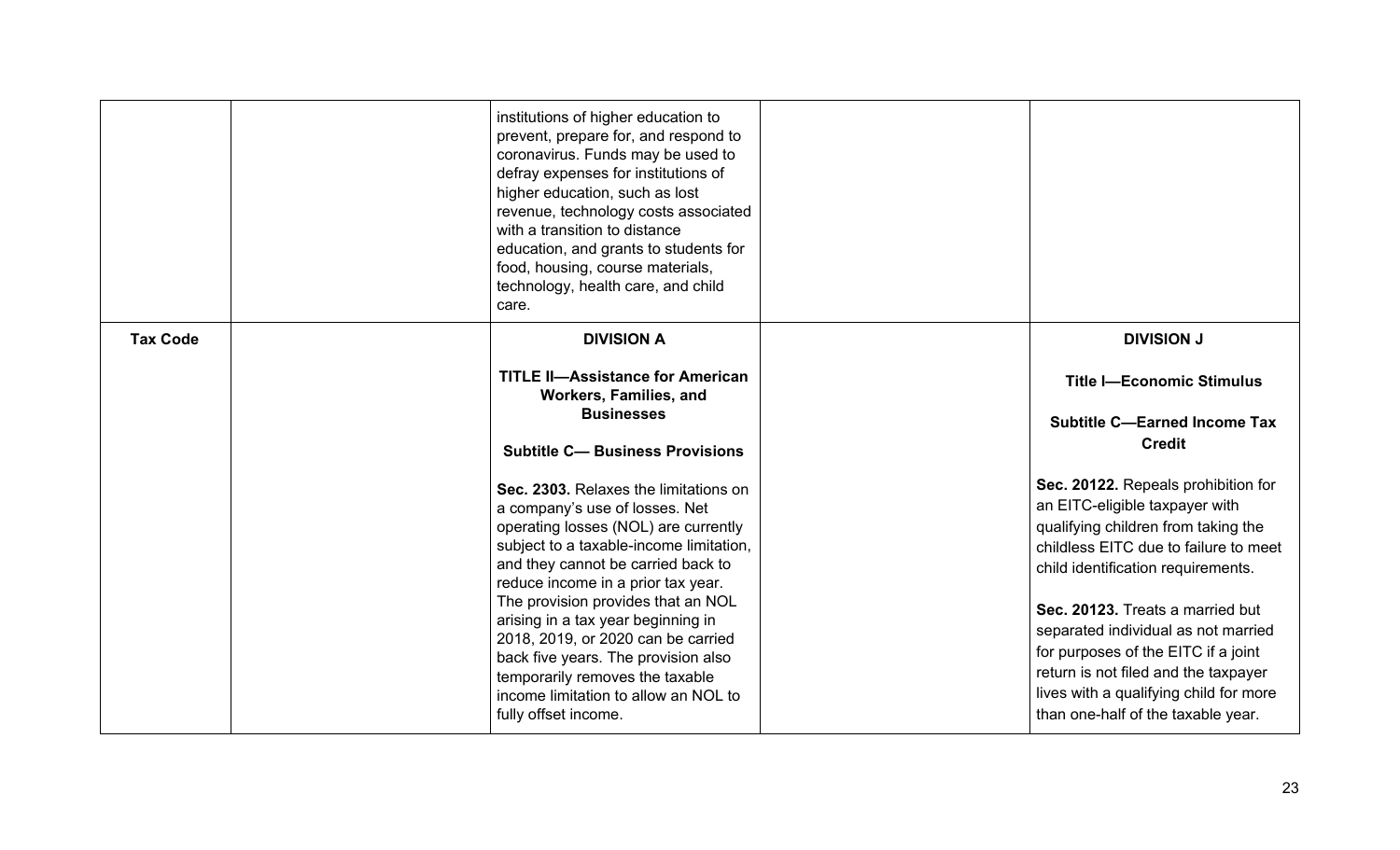| | | | | |
|---|---|---|---|---|
| | | institutions of higher education to prevent, prepare for, and respond to coronavirus. Funds may be used to defray expenses for institutions of higher education, such as lost revenue, technology costs associated with a transition to distance education, and grants to students for food, housing, course materials, technology, health care, and child care. | | |
| **Tax Code** | | **DIVISION A**<br><br>**TITLE II—Assistance for American Workers, Families, and Businesses**<br><br>**Subtitle C— Business Provisions**<br><br>**Sec. 2303.** Relaxes the limitations on a company's use of losses. Net operating losses (NOL) are currently subject to a taxable-income limitation, and they cannot be carried back to reduce income in a prior tax year. The provision provides that an NOL arising in a tax year beginning in 2018, 2019, or 2020 can be carried back five years. The provision also temporarily removes the taxable income limitation to allow an NOL to fully offset income. | | **DIVISION J**<br><br>**Title I—Economic Stimulus**<br><br>**Subtitle C—Earned Income Tax Credit**<br><br>**Sec. 20122.** Repeals prohibition for an EITC-eligible taxpayer with qualifying children from taking the childless EITC due to failure to meet child identification requirements.<br><br>**Sec. 20123.** Treats a married but separated individual as not married for purposes of the EITC if a joint return is not filed and the taxpayer lives with a qualifying child for more than one-half of the taxable year. |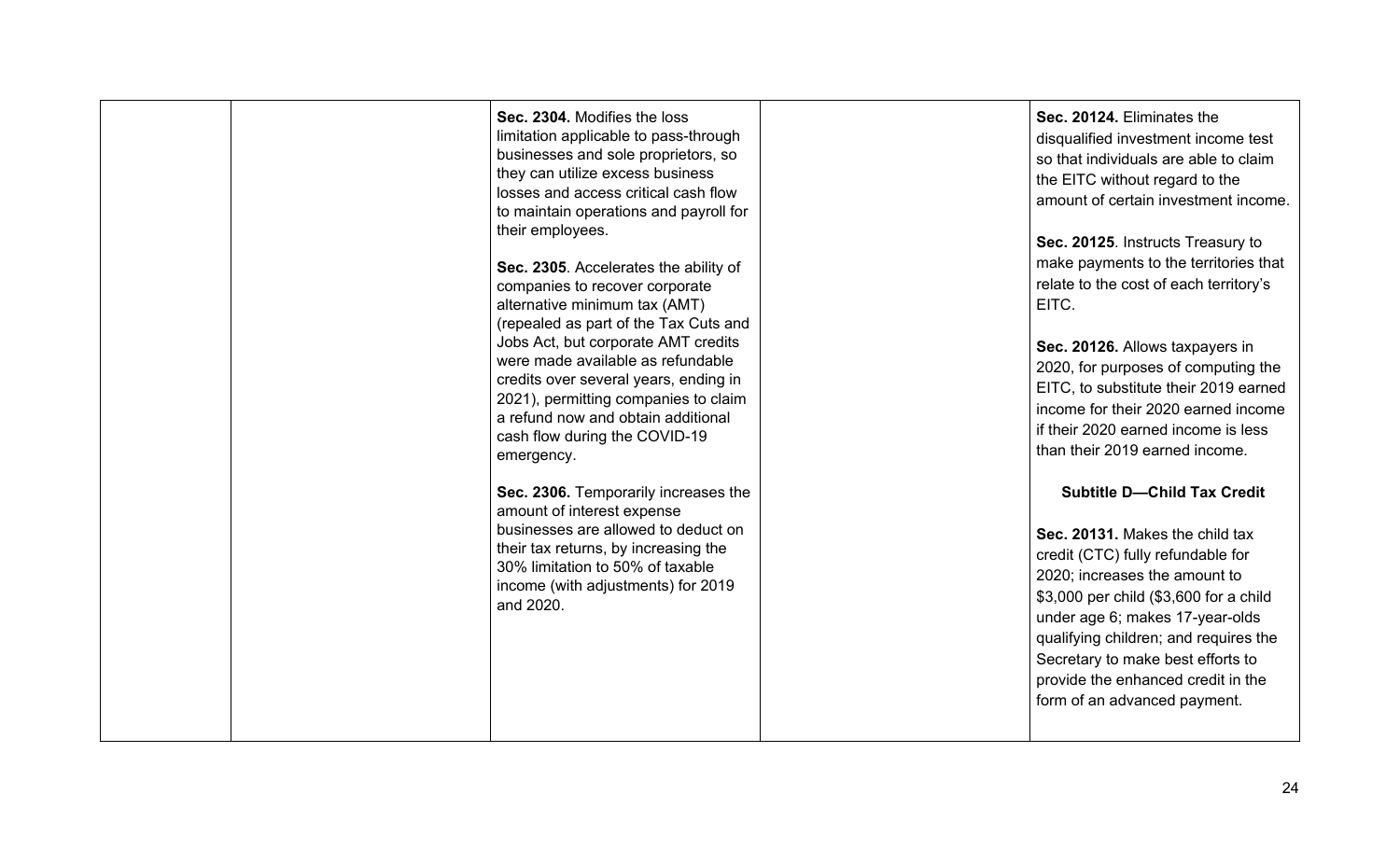| | | | | |
|---|---|---|---|---|
| | | **Sec. 2304.** Modifies the loss limitation applicable to pass-through businesses and sole proprietors, so they can utilize excess business losses and access critical cash flow to maintain operations and payroll for their employees.<br><br>**Sec. 2305**. Accelerates the ability of companies to recover corporate alternative minimum tax (AMT) (repealed as part of the Tax Cuts and Jobs Act, but corporate AMT credits were made available as refundable credits over several years, ending in 2021), permitting companies to claim a refund now and obtain additional cash flow during the COVID-19 emergency.<br><br>**Sec. 2306.** Temporarily increases the amount of interest expense businesses are allowed to deduct on their tax returns, by increasing the 30% limitation to 50% of taxable income (with adjustments) for 2019 and 2020. | | **Sec. 20124.** Eliminates the disqualified investment income test so that individuals are able to claim the EITC without regard to the amount of certain investment income.<br><br>**Sec. 20125**. Instructs Treasury to make payments to the territories that relate to the cost of each territory's EITC.<br><br>**Sec. 20126.** Allows taxpayers in 2020, for purposes of computing the EITC, to substitute their 2019 earned income for their 2020 earned income if their 2020 earned income is less than their 2019 earned income.<br><br>**Subtitle D—Child Tax Credit**<br><br>**Sec. 20131.** Makes the child tax credit (CTC) fully refundable for 2020; increases the amount to $3,000 per child ($3,600 for a child under age 6; makes 17-year-olds qualifying children; and requires the Secretary to make best efforts to provide the enhanced credit in the form of an advanced payment. |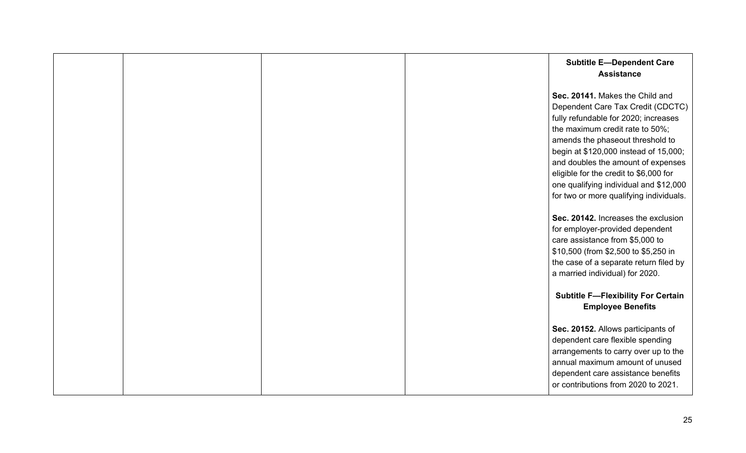| | | | | **Subtitle E—Dependent Care Assistance**<br><br>**Sec. 20141.** Makes the Child and Dependent Care Tax Credit (CDCTC) fully refundable for 2020; increases the maximum credit rate to 50%; amends the phaseout threshold to begin at $120,000 instead of 15,000; and doubles the amount of expenses eligible for the credit to $6,000 for one qualifying individual and $12,000 for two or more qualifying individuals.<br><br>**Sec. 20142.** Increases the exclusion for employer-provided dependent care assistance from $5,000 to $10,500 (from $2,500 to $5,250 in the case of a separate return filed by a married individual) for 2020.<br><br>**Subtitle F—Flexibility For Certain Employee Benefits**<br><br>**Sec. 20152.** Allows participants of dependent care flexible spending arrangements to carry over up to the annual maximum amount of unused dependent care assistance benefits or contributions from 2020 to 2021. |
|---|---|---|---|---|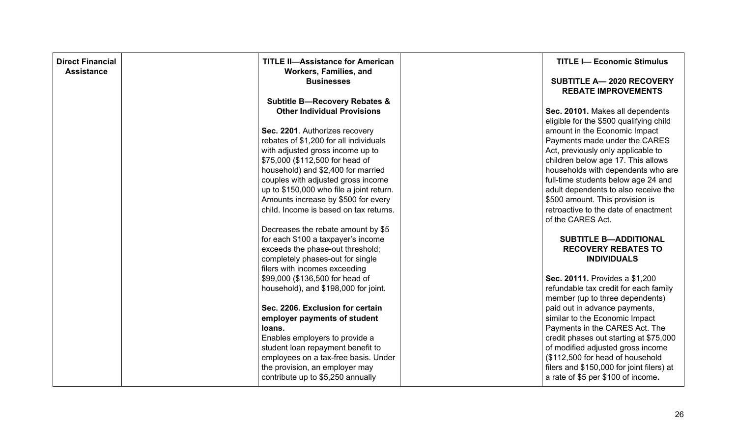| Direct Financial Assistance | | **TITLE II—Assistance for American Workers, Families, and Businesses**<br><br>**Subtitle B—Recovery Rebates & Other Individual Provisions**<br><br>**Sec. 2201**. Authorizes recovery rebates of $1,200 for all individuals with adjusted gross income up to $75,000 ($112,500 for head of household) and $2,400 for married couples with adjusted gross income up to $150,000 who file a joint return. Amounts increase by $500 for every child. Income is based on tax returns.<br><br>Decreases the rebate amount by $5 for each $100 a taxpayer's income exceeds the phase-out threshold; completely phases-out for single filers with incomes exceeding $99,000 ($136,500 for head of household), and $198,000 for joint.<br><br>**Sec. 2206. Exclusion for certain employer payments of student loans.**<br>Enables employers to provide a student loan repayment benefit to employees on a tax-free basis. Under the provision, an employer may contribute up to $5,250 annually | | **TITLE I— Economic Stimulus**<br><br>**SUBTITLE A— 2020 RECOVERY REBATE IMPROVEMENTS**<br><br>**Sec. 20101.** Makes all dependents eligible for the $500 qualifying child amount in the Economic Impact Payments made under the CARES Act, previously only applicable to children below age 17. This allows households with dependents who are full-time students below age 24 and adult dependents to also receive the $500 amount. This provision is retroactive to the date of enactment of the CARES Act.<br><br>**SUBTITLE B—ADDITIONAL RECOVERY REBATES TO INDIVIDUALS**<br><br>**Sec. 20111.** Provides a $1,200 refundable tax credit for each family member (up to three dependents) paid out in advance payments, similar to the Economic Impact Payments in the CARES Act. The credit phases out starting at $75,000 of modified adjusted gross income ($112,500 for head of household filers and $150,000 for joint filers) at a rate of $5 per $100 of income. |
|---|---|---|---|---|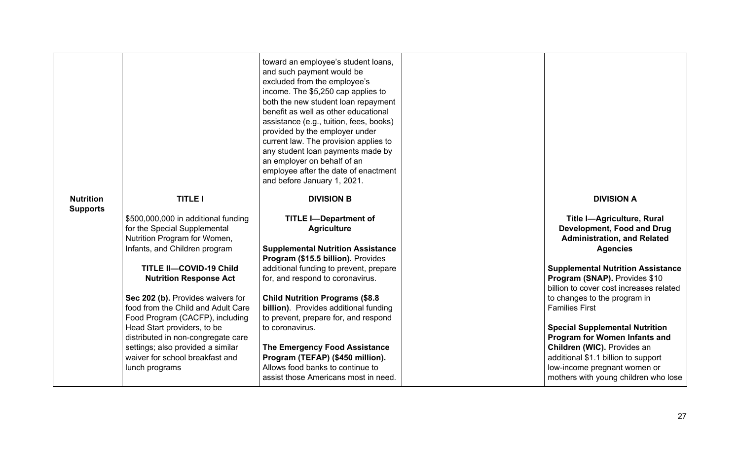| | | | | |
|---|---|---|---|---|
| | | toward an employee's student loans, and such payment would be excluded from the employee's income. The $5,250 cap applies to both the new student loan repayment benefit as well as other educational assistance (e.g., tuition, fees, books) provided by the employer under current law. The provision applies to any student loan payments made by an employer on behalf of an employee after the date of enactment and before January 1, 2021. | | |
| **Nutrition Supports** | **TITLE I**<br><br>$500,000,000 in additional funding for the Special Supplemental Nutrition Program for Women, Infants, and Children program<br><br>**TITLE II—COVID-19 Child Nutrition Response Act**<br><br>**Sec 202 (b).** Provides waivers for food from the Child and Adult Care Food Program (CACFP), including Head Start providers, to be distributed in non-congregate care settings; also provided a similar waiver for school breakfast and lunch programs | **DIVISION B**<br><br>**TITLE I—Department of Agriculture**<br><br>**Supplemental Nutrition Assistance Program ($15.5 billion).** Provides additional funding to prevent, prepare for, and respond to coronavirus.<br><br>**Child Nutrition Programs ($8.8 billion)**. Provides additional funding to prevent, prepare for, and respond to coronavirus.<br><br>**The Emergency Food Assistance Program (TEFAP) ($450 million).** Allows food banks to continue to assist those Americans most in need. | | **DIVISION A**<br><br>**Title I—Agriculture, Rural Development, Food and Drug Administration, and Related Agencies**<br><br>**Supplemental Nutrition Assistance Program (SNAP).** Provides $10 billion to cover cost increases related to changes to the program in Families First<br><br>**Special Supplemental Nutrition Program for Women Infants and Children (WIC).** Provides an additional $1.1 billion to support low-income pregnant women or mothers with young children who lose |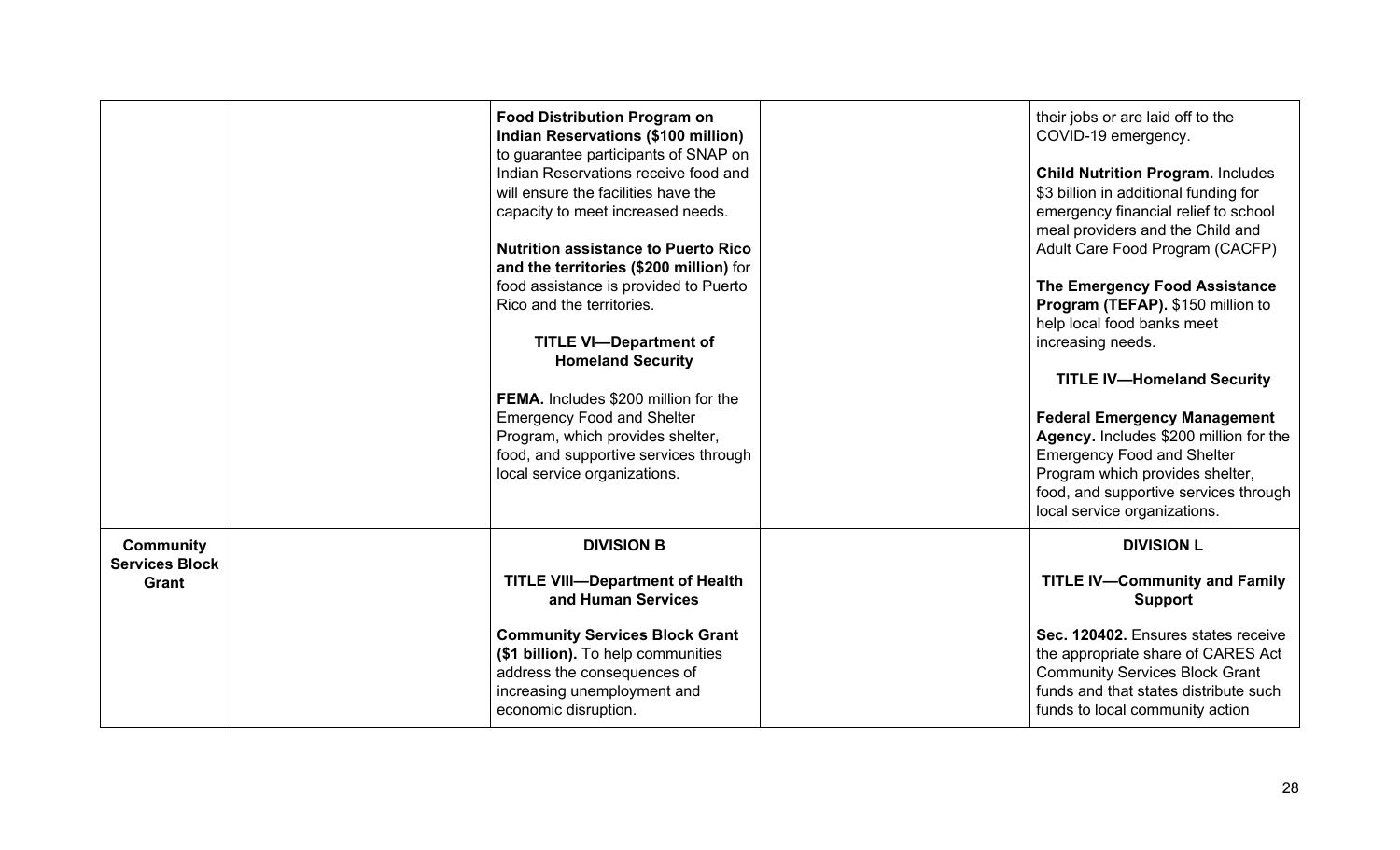| | | | | |
|---|---|---|---|---|
| | | **Food Distribution Program on Indian Reservations ($100 million)** to guarantee participants of SNAP on Indian Reservations receive food and will ensure the facilities have the capacity to meet increased needs.<br><br>**Nutrition assistance to Puerto Rico and the territories ($200 million)** for food assistance is provided to Puerto Rico and the territories.<br><br>**TITLE VI—Department of Homeland Security**<br><br>**FEMA.** Includes $200 million for the Emergency Food and Shelter Program, which provides shelter, food, and supportive services through local service organizations. | | their jobs or are laid off to the COVID-19 emergency.<br><br>**Child Nutrition Program.** Includes $3 billion in additional funding for emergency financial relief to school meal providers and the Child and Adult Care Food Program (CACFP)<br><br>**The Emergency Food Assistance Program (TEFAP).** $150 million to help local food banks meet increasing needs.<br><br>**TITLE IV—Homeland Security**<br><br>**Federal Emergency Management Agency.** Includes $200 million for the Emergency Food and Shelter Program which provides shelter, food, and supportive services through local service organizations. |
| **Community Services Block Grant** | | **DIVISION B**<br><br>**TITLE VIII—Department of Health and Human Services**<br><br>**Community Services Block Grant ($1 billion).** To help communities address the consequences of increasing unemployment and economic disruption. | | **DIVISION L**<br><br>**TITLE IV—Community and Family Support**<br><br>**Sec. 120402.** Ensures states receive the appropriate share of CARES Act Community Services Block Grant funds and that states distribute such funds to local community action |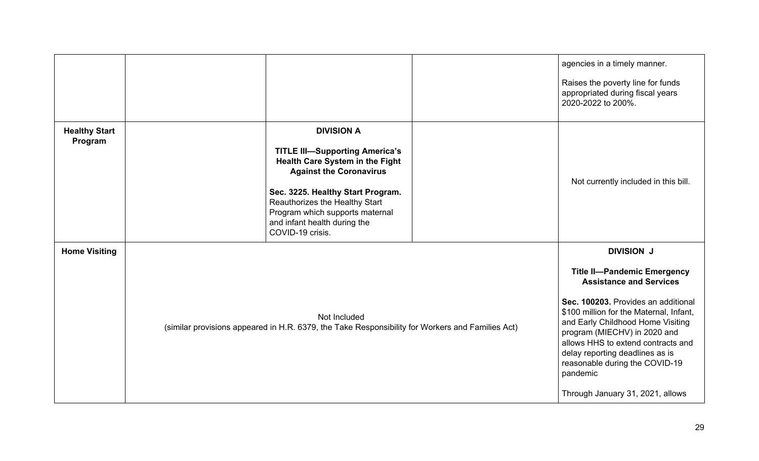| | | | | |
|---|---|---|---|---|
| | | | | agencies in a timely manner.<br><br>Raises the poverty line for funds appropriated during fiscal years 2020-2022 to 200%. |
| **Healthy Start Program** | | **DIVISION A**<br><br>**TITLE III—Supporting America's Health Care System in the Fight Against the Coronavirus**<br><br>**Sec. 3225. Healthy Start Program.** Reauthorizes the Healthy Start Program which supports maternal and infant health during the COVID-19 crisis. | | Not currently included in this bill. |
| **Home Visiting** | Not Included<br>(similar provisions appeared in H.R. 6379, the Take Responsibility for Workers and Families Act) | | | **DIVISION J**<br><br>**Title II—Pandemic Emergency Assistance and Services**<br><br>**Sec. 100203.** Provides an additional $100 million for the Maternal, Infant, and Early Childhood Home Visiting program (MIECHV) in 2020 and allows HHS to extend contracts and delay reporting deadlines as is reasonable during the COVID-19 pandemic<br><br>Through January 31, 2021, allows |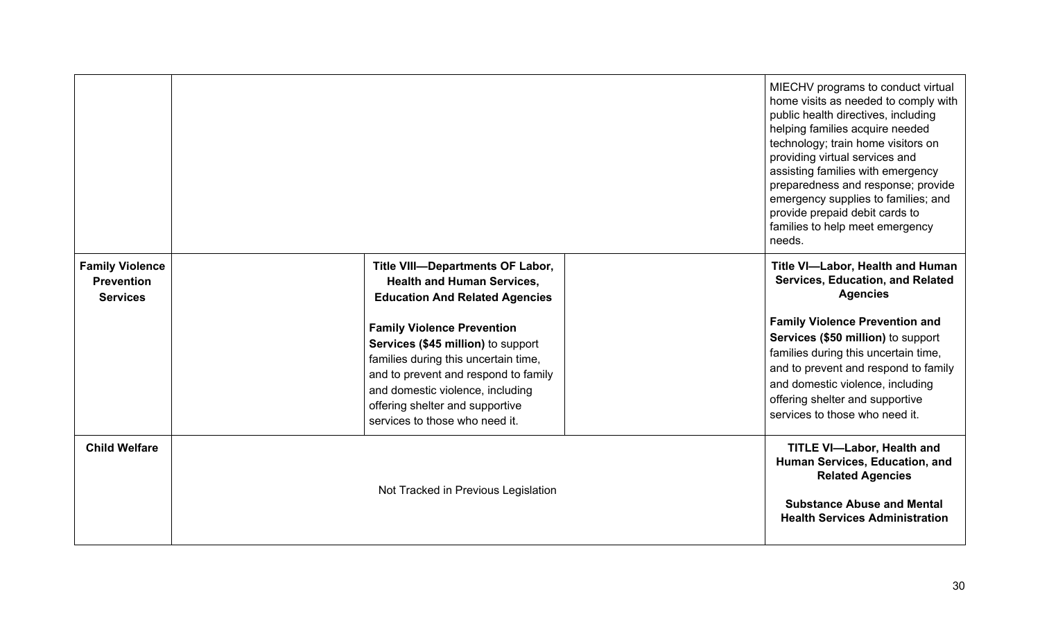| | | | | |
|---|---|---|---|---|
| | | | | MIECHV programs to conduct virtual home visits as needed to comply with public health directives, including helping families acquire needed technology; train home visitors on providing virtual services and assisting families with emergency preparedness and response; provide emergency supplies to families; and provide prepaid debit cards to families to help meet emergency needs. |
| **Family Violence Prevention Services** | | **Title VIII—Departments OF Labor, Health and Human Services, Education And Related Agencies**<br><br>**Family Violence Prevention Services ($45 million)** to support families during this uncertain time, and to prevent and respond to family and domestic violence, including offering shelter and supportive services to those who need it. | | **Title VI—Labor, Health and Human Services, Education, and Related Agencies**<br><br>**Family Violence Prevention and Services ($50 million)** to support families during this uncertain time, and to prevent and respond to family and domestic violence, including offering shelter and supportive services to those who need it. |
| **Child Welfare** | Not Tracked in Previous Legislation | | | **TITLE VI—Labor, Health and Human Services, Education, and Related Agencies**<br><br>**Substance Abuse and Mental Health Services Administration** |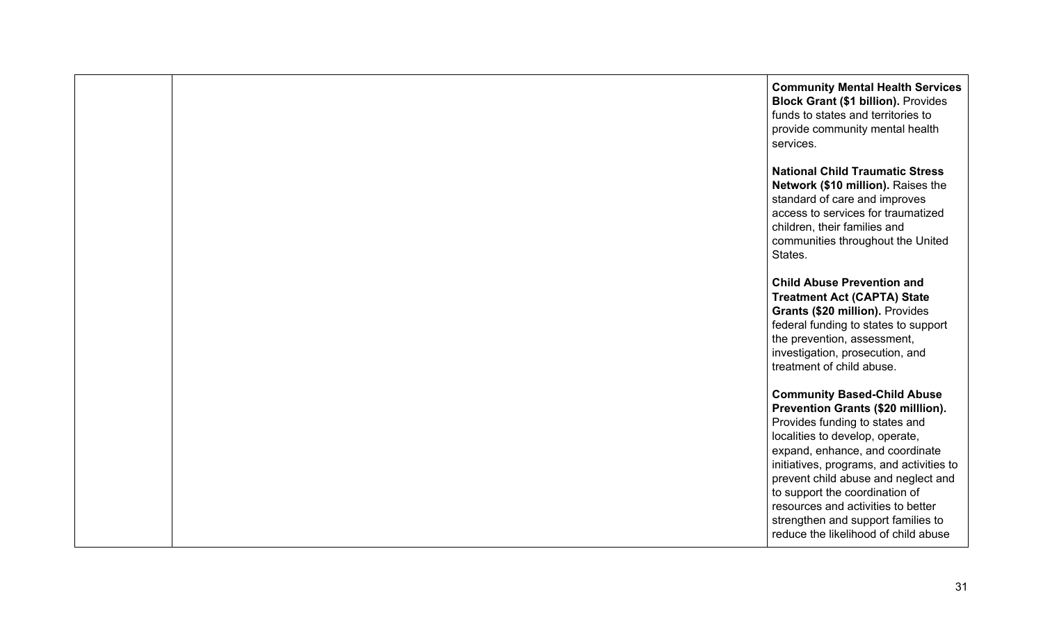|  |  |  |
|---|---|---|
|  |  | **Community Mental Health Services Block Grant ($1 billion).** Provides funds to states and territories to provide community mental health services.<br><br>**National Child Traumatic Stress Network ($10 million).** Raises the standard of care and improves access to services for traumatized children, their families and communities throughout the United States.<br><br>**Child Abuse Prevention and Treatment Act (CAPTA) State Grants ($20 million).** Provides federal funding to states to support the prevention, assessment, investigation, prosecution, and treatment of child abuse.<br><br>**Community Based-Child Abuse Prevention Grants ($20 milllion).** Provides funding to states and localities to develop, operate, expand, enhance, and coordinate initiatives, programs, and activities to prevent child abuse and neglect and to support the coordination of resources and activities to better strengthen and support families to reduce the likelihood of child abuse |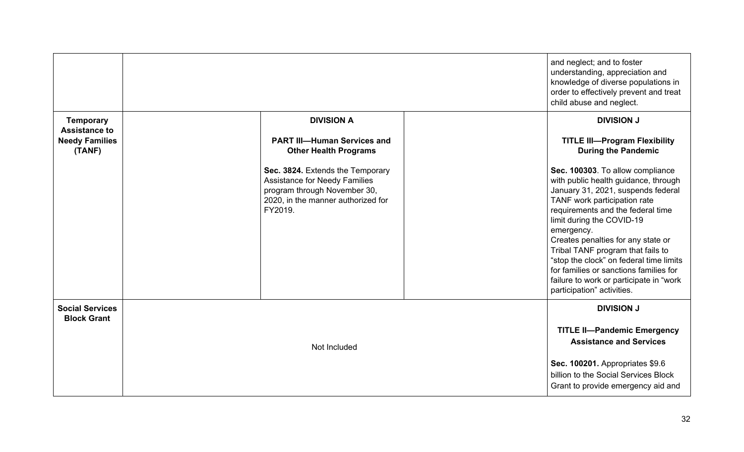| | | | | |
|---|---|---|---|---|
| | | | | and neglect; and to foster understanding, appreciation and knowledge of diverse populations in order to effectively prevent and treat child abuse and neglect. |
| **Temporary Assistance to Needy Families (TANF)** | | **DIVISION A**<br><br>**PART III—Human Services and Other Health Programs**<br><br>**Sec. 3824.** Extends the Temporary Assistance for Needy Families program through November 30, 2020, in the manner authorized for FY2019. | | **DIVISION J**<br><br>**TITLE III—Program Flexibility During the Pandemic**<br><br>**Sec. 100303**. To allow compliance with public health guidance, through January 31, 2021, suspends federal TANF work participation rate requirements and the federal time limit during the COVID-19 emergency.<br>Creates penalties for any state or Tribal TANF program that fails to "stop the clock" on federal time limits for families or sanctions families for failure to work or participate in "work participation" activities. |
| **Social Services Block Grant** | | Not Included | | **DIVISION J**<br><br>**TITLE II—Pandemic Emergency Assistance and Services**<br><br>**Sec. 100201.** Appropriates $9.6 billion to the Social Services Block Grant to provide emergency aid and |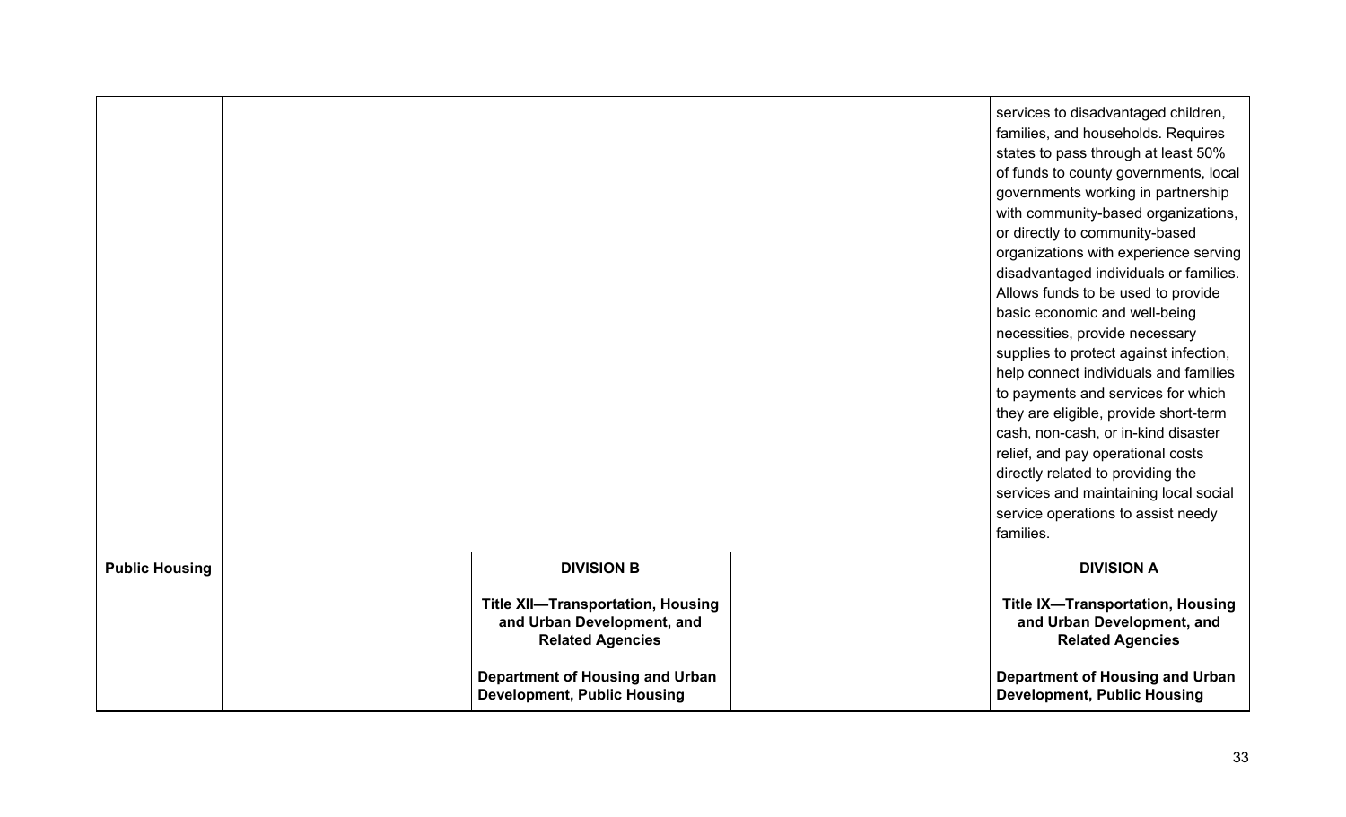| | | | | |
|---|---|---|---|---|
| | | | | services to disadvantaged children, families, and households. Requires states to pass through at least 50% of funds to county governments, local governments working in partnership with community-based organizations, or directly to community-based organizations with experience serving disadvantaged individuals or families. Allows funds to be used to provide basic economic and well-being necessities, provide necessary supplies to protect against infection, help connect individuals and families to payments and services for which they are eligible, provide short-term cash, non-cash, or in-kind disaster relief, and pay operational costs directly related to providing the services and maintaining local social service operations to assist needy families. |
| **Public Housing** | | **DIVISION B**<br><br>**Title XII—Transportation, Housing and Urban Development, and Related Agencies**<br><br>**Department of Housing and Urban Development, Public Housing** | | **DIVISION A**<br><br>**Title IX—Transportation, Housing and Urban Development, and Related Agencies**<br><br>**Department of Housing and Urban Development, Public Housing** |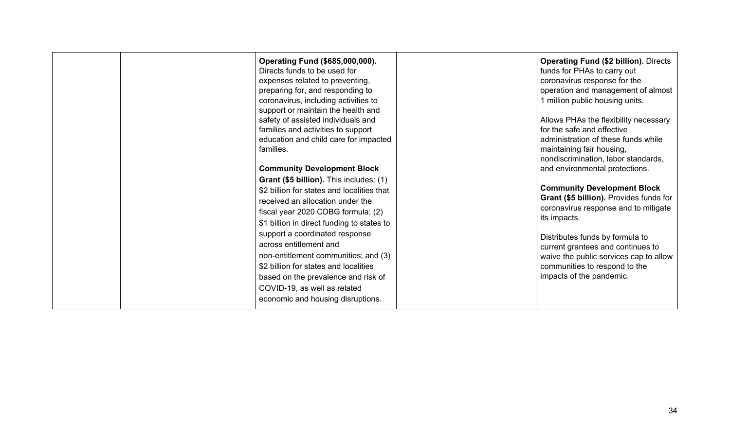| | | | | |
|---|---|---|---|---|
| | | **Operating Fund ($685,000,000).** Directs funds to be used for expenses related to preventing, preparing for, and responding to coronavirus, including activities to support or maintain the health and safety of assisted individuals and families and activities to support education and child care for impacted families.<br><br>**Community Development Block Grant ($5 billion).** This includes: (1) $2 billion for states and localities that received an allocation under the fiscal year 2020 CDBG formula; (2) $1 billion in direct funding to states to support a coordinated response across entitlement and non-entitlement communities; and (3) $2 billion for states and localities based on the prevalence and risk of COVID-19, as well as related economic and housing disruptions. | | **Operating Fund ($2 billion).** Directs funds for PHAs to carry out coronavirus response for the operation and management of almost 1 million public housing units.<br><br>Allows PHAs the flexibility necessary for the safe and effective administration of these funds while maintaining fair housing, nondiscrimination, labor standards, and environmental protections.<br><br>**Community Development Block Grant ($5 billion).** Provides funds for coronavirus response and to mitigate its impacts.<br><br>Distributes funds by formula to current grantees and continues to waive the public services cap to allow communities to respond to the impacts of the pandemic. |